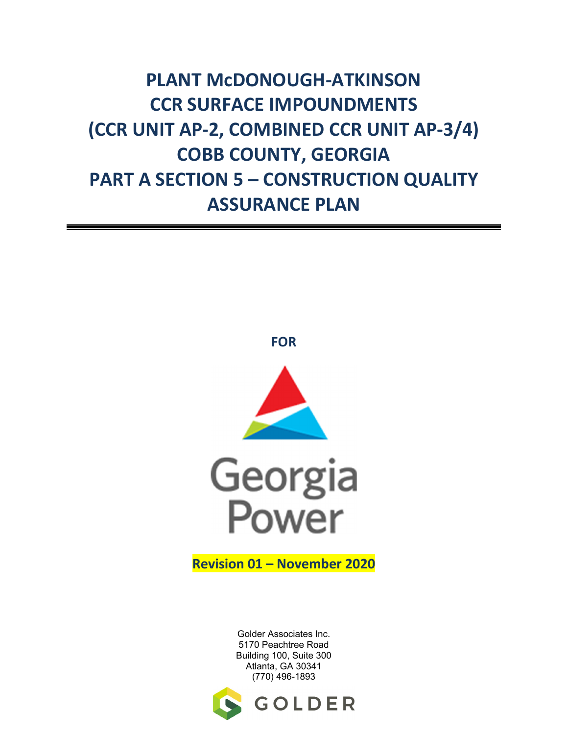# PLANT McDONOUGH-ATKINSON CCR SURFACE IMPOUNDMENTS (CCR UNIT AP-2, COMBINED CCR UNIT AP-3/4) COBB COUNTY, GEORGIA PART A SECTION 5 – CONSTRUCTION QUALITY ASSURANCE PLAN

**FOR**

Georgia Power

**Revision 01 – November 2020**

Golder Associates Inc.
5170 Peachtree Road
Building 100, Suite 300
Atlanta, GA 30341
(770) 496-1893

GOLDER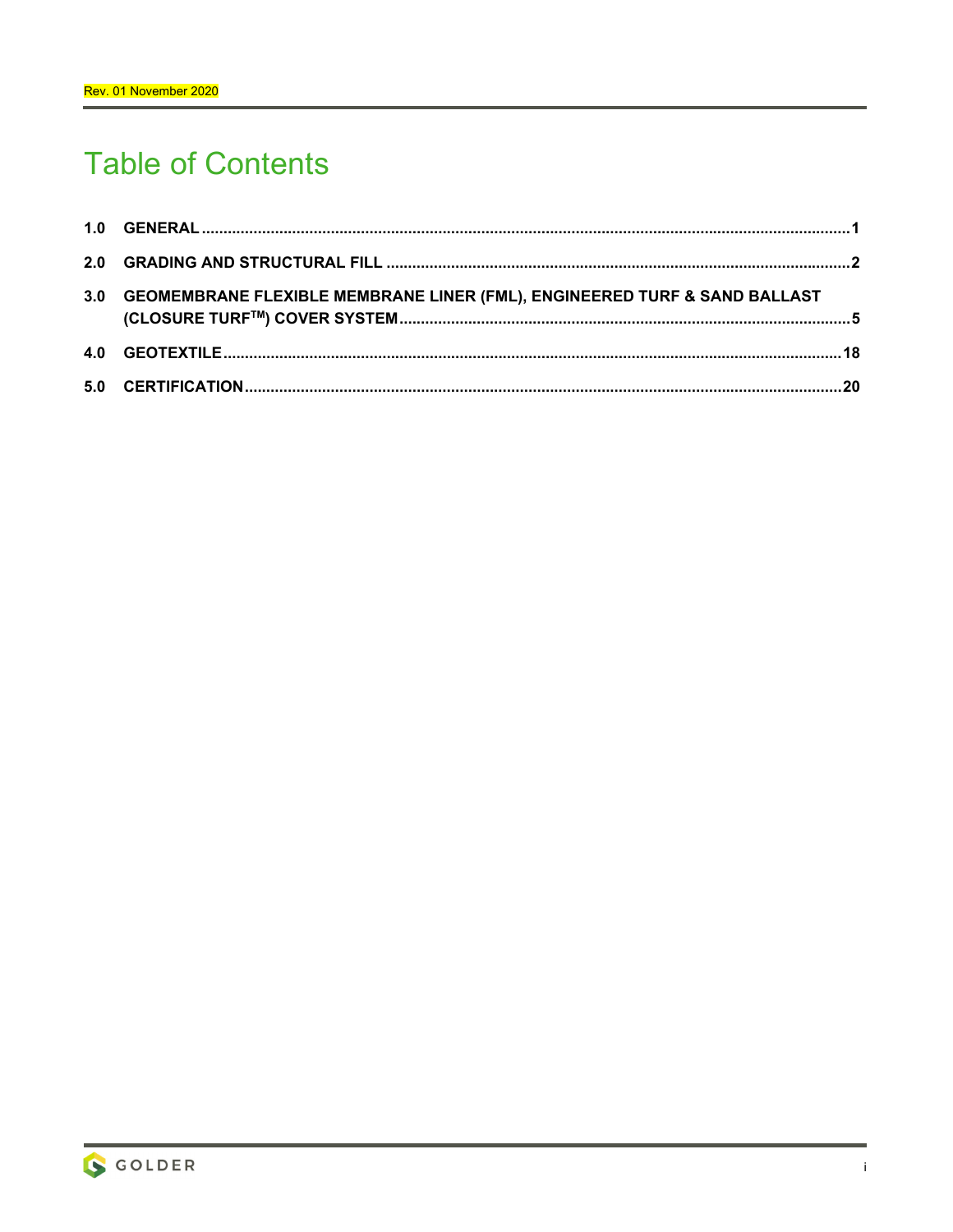Rev. 01 November 2020

# Table of Contents

1.0 GENERAL ....................................................................................................................................................1

2.0 GRADING AND STRUCTURAL FILL ..........................................................................................................2

3.0 GEOMEMBRANE FLEXIBLE MEMBRANE LINER (FML), ENGINEERED TURF & SAND BALLAST (CLOSURE TURF™) COVER SYSTEM ........................................................................................................5

4.0 GEOTEXTILE .............................................................................................................................................18

5.0 CERTIFICATION .........................................................................................................................................20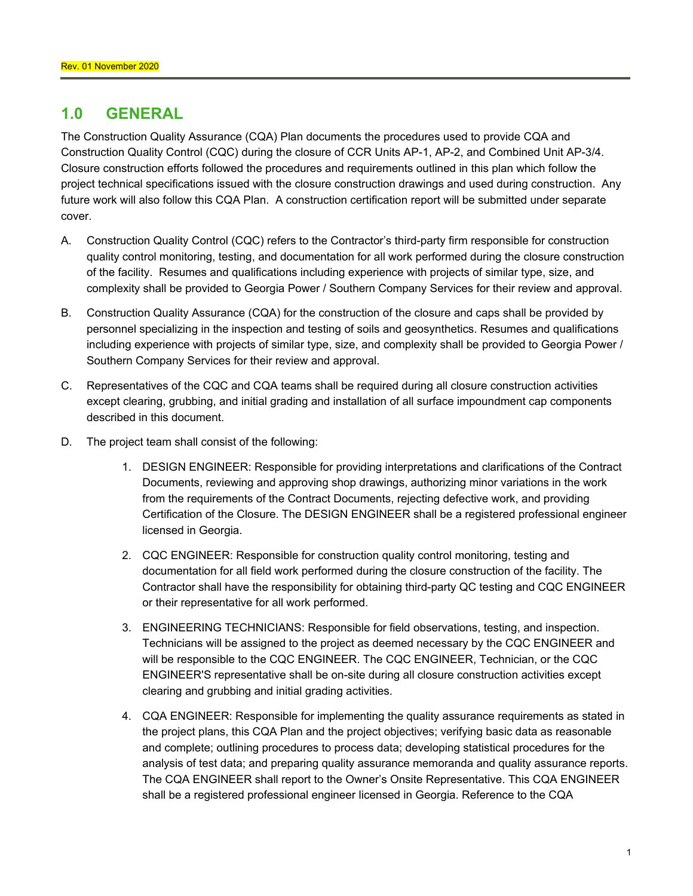Rev. 01 November 2020

## 1.0 GENERAL

The Construction Quality Assurance (CQA) Plan documents the procedures used to provide CQA and Construction Quality Control (CQC) during the closure of CCR Units AP-1, AP-2, and Combined Unit AP-3/4. Closure construction efforts followed the procedures and requirements outlined in this plan which follow the project technical specifications issued with the closure construction drawings and used during construction. Any future work will also follow this CQA Plan. A construction certification report will be submitted under separate cover.

A. Construction Quality Control (CQC) refers to the Contractor's third-party firm responsible for construction quality control monitoring, testing, and documentation for all work performed during the closure construction of the facility. Resumes and qualifications including experience with projects of similar type, size, and complexity shall be provided to Georgia Power / Southern Company Services for their review and approval.

B. Construction Quality Assurance (CQA) for the construction of the closure and caps shall be provided by personnel specializing in the inspection and testing of soils and geosynthetics. Resumes and qualifications including experience with projects of similar type, size, and complexity shall be provided to Georgia Power / Southern Company Services for their review and approval.

C. Representatives of the CQC and CQA teams shall be required during all closure construction activities except clearing, grubbing, and initial grading and installation of all surface impoundment cap components described in this document.

D. The project team shall consist of the following:

1. DESIGN ENGINEER: Responsible for providing interpretations and clarifications of the Contract Documents, reviewing and approving shop drawings, authorizing minor variations in the work from the requirements of the Contract Documents, rejecting defective work, and providing Certification of the Closure. The DESIGN ENGINEER shall be a registered professional engineer licensed in Georgia.

2. CQC ENGINEER: Responsible for construction quality control monitoring, testing and documentation for all field work performed during the closure construction of the facility. The Contractor shall have the responsibility for obtaining third-party QC testing and CQC ENGINEER or their representative for all work performed.

3. ENGINEERING TECHNICIANS: Responsible for field observations, testing, and inspection. Technicians will be assigned to the project as deemed necessary by the CQC ENGINEER and will be responsible to the CQC ENGINEER. The CQC ENGINEER, Technician, or the CQC ENGINEER'S representative shall be on-site during all closure construction activities except clearing and grubbing and initial grading activities.

4. CQA ENGINEER: Responsible for implementing the quality assurance requirements as stated in the project plans, this CQA Plan and the project objectives; verifying basic data as reasonable and complete; outlining procedures to process data; developing statistical procedures for the analysis of test data; and preparing quality assurance memoranda and quality assurance reports. The CQA ENGINEER shall report to the Owner's Onsite Representative. This CQA ENGINEER shall be a registered professional engineer licensed in Georgia. Reference to the CQA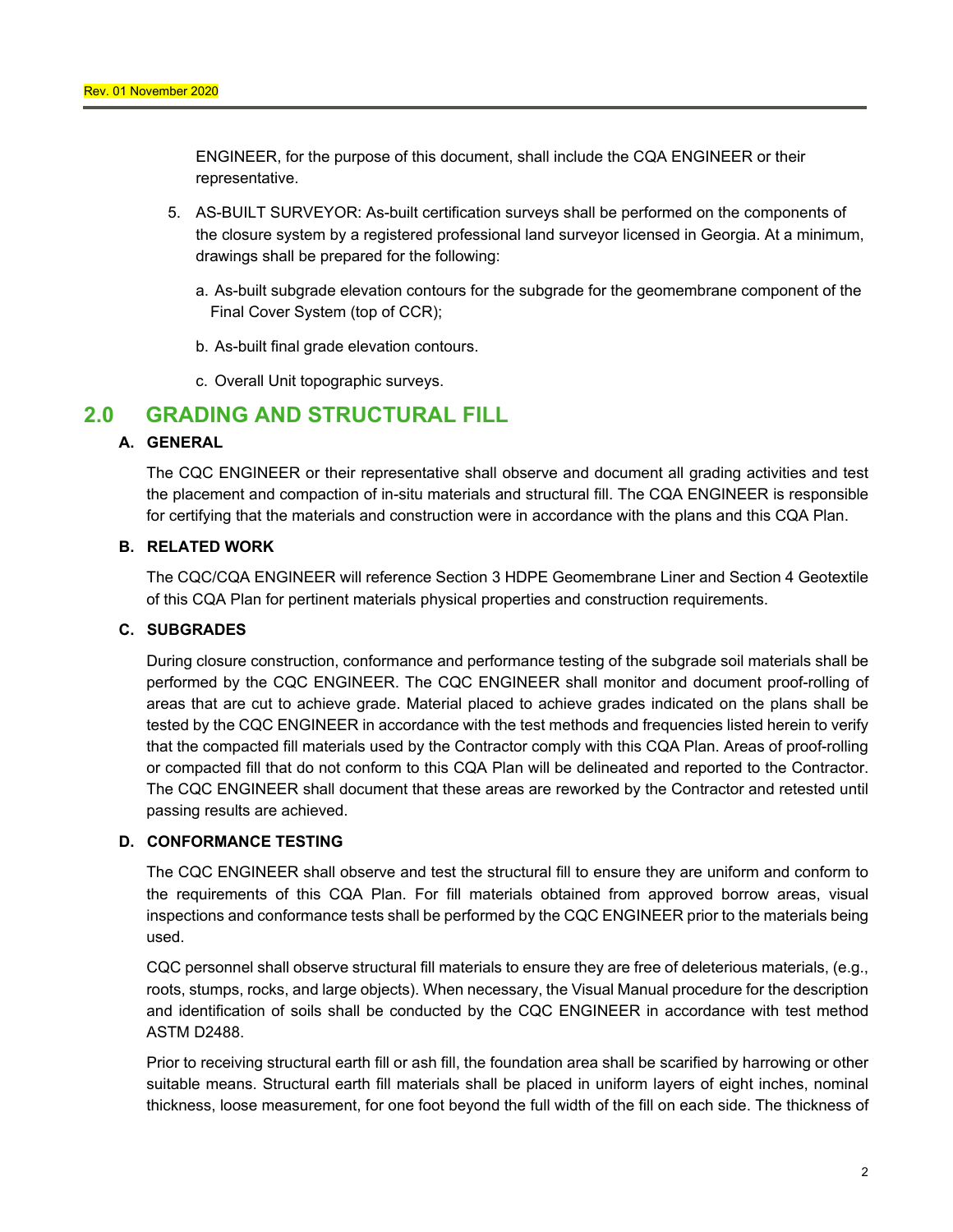ENGINEER, for the purpose of this document, shall include the CQA ENGINEER or their representative.

5. AS-BUILT SURVEYOR: As-built certification surveys shall be performed on the components of the closure system by a registered professional land surveyor licensed in Georgia. At a minimum, drawings shall be prepared for the following:

   a. As-built subgrade elevation contours for the subgrade for the geomembrane component of the Final Cover System (top of CCR);

   b. As-built final grade elevation contours.

   c. Overall Unit topographic surveys.

## 2.0 GRADING AND STRUCTURAL FILL

### A. GENERAL

The CQC ENGINEER or their representative shall observe and document all grading activities and test the placement and compaction of in-situ materials and structural fill. The CQA ENGINEER is responsible for certifying that the materials and construction were in accordance with the plans and this CQA Plan.

### B. RELATED WORK

The CQC/CQA ENGINEER will reference Section 3 HDPE Geomembrane Liner and Section 4 Geotextile of this CQA Plan for pertinent materials physical properties and construction requirements.

### C. SUBGRADES

During closure construction, conformance and performance testing of the subgrade soil materials shall be performed by the CQC ENGINEER. The CQC ENGINEER shall monitor and document proof-rolling of areas that are cut to achieve grade. Material placed to achieve grades indicated on the plans shall be tested by the CQC ENGINEER in accordance with the test methods and frequencies listed herein to verify that the compacted fill materials used by the Contractor comply with this CQA Plan. Areas of proof-rolling or compacted fill that do not conform to this CQA Plan will be delineated and reported to the Contractor. The CQC ENGINEER shall document that these areas are reworked by the Contractor and retested until passing results are achieved.

### D. CONFORMANCE TESTING

The CQC ENGINEER shall observe and test the structural fill to ensure they are uniform and conform to the requirements of this CQA Plan. For fill materials obtained from approved borrow areas, visual inspections and conformance tests shall be performed by the CQC ENGINEER prior to the materials being used.

CQC personnel shall observe structural fill materials to ensure they are free of deleterious materials, (e.g., roots, stumps, rocks, and large objects). When necessary, the Visual Manual procedure for the description and identification of soils shall be conducted by the CQC ENGINEER in accordance with test method ASTM D2488.

Prior to receiving structural earth fill or ash fill, the foundation area shall be scarified by harrowing or other suitable means. Structural earth fill materials shall be placed in uniform layers of eight inches, nominal thickness, loose measurement, for one foot beyond the full width of the fill on each side. The thickness of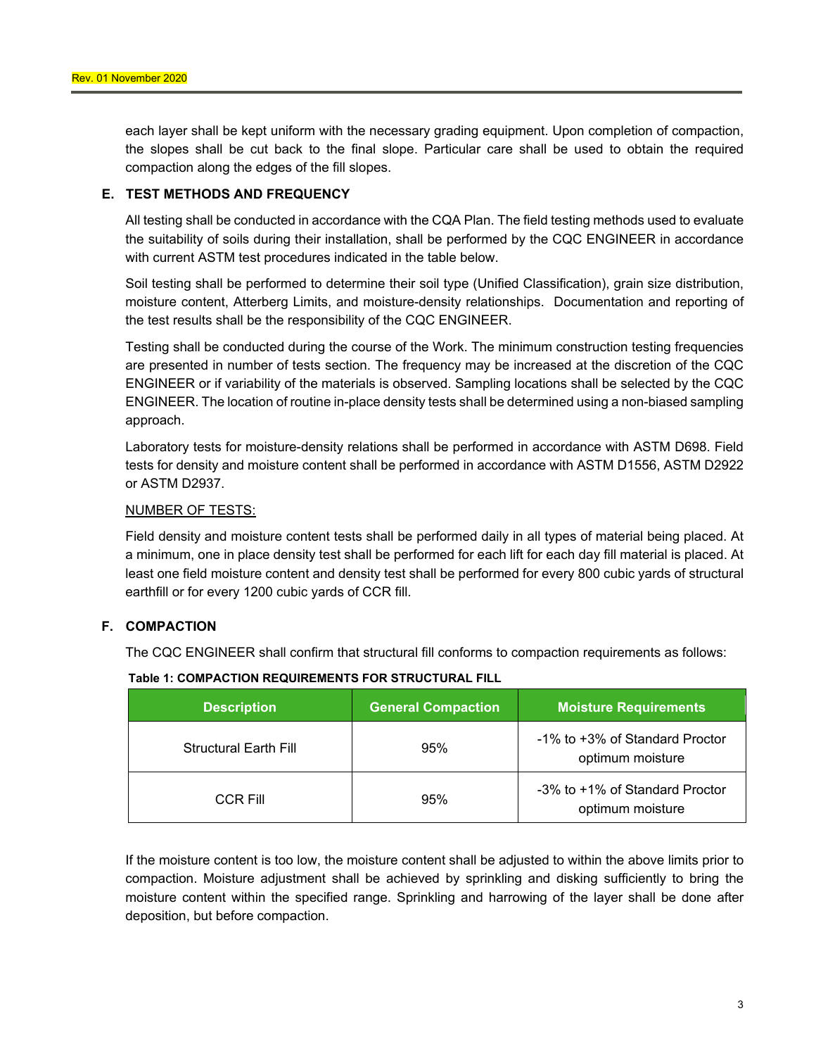each layer shall be kept uniform with the necessary grading equipment. Upon completion of compaction, the slopes shall be cut back to the final slope. Particular care shall be used to obtain the required compaction along the edges of the fill slopes.

### E. TEST METHODS AND FREQUENCY

All testing shall be conducted in accordance with the CQA Plan. The field testing methods used to evaluate the suitability of soils during their installation, shall be performed by the CQC ENGINEER in accordance with current ASTM test procedures indicated in the table below.

Soil testing shall be performed to determine their soil type (Unified Classification), grain size distribution, moisture content, Atterberg Limits, and moisture-density relationships. Documentation and reporting of the test results shall be the responsibility of the CQC ENGINEER.

Testing shall be conducted during the course of the Work. The minimum construction testing frequencies are presented in number of tests section. The frequency may be increased at the discretion of the CQC ENGINEER or if variability of the materials is observed. Sampling locations shall be selected by the CQC ENGINEER. The location of routine in-place density tests shall be determined using a non-biased sampling approach.

Laboratory tests for moisture-density relations shall be performed in accordance with ASTM D698. Field tests for density and moisture content shall be performed in accordance with ASTM D1556, ASTM D2922 or ASTM D2937.

NUMBER OF TESTS:

Field density and moisture content tests shall be performed daily in all types of material being placed. At a minimum, one in place density test shall be performed for each lift for each day fill material is placed. At least one field moisture content and density test shall be performed for every 800 cubic yards of structural earthfill or for every 1200 cubic yards of CCR fill.

### F. COMPACTION

The CQC ENGINEER shall confirm that structural fill conforms to compaction requirements as follows:

**Table 1: COMPACTION REQUIREMENTS FOR STRUCTURAL FILL**

| Description | General Compaction | Moisture Requirements |
|---|---|---|
| Structural Earth Fill | 95% | -1% to +3% of Standard Proctor optimum moisture |
| CCR Fill | 95% | -3% to +1% of Standard Proctor optimum moisture |

If the moisture content is too low, the moisture content shall be adjusted to within the above limits prior to compaction. Moisture adjustment shall be achieved by sprinkling and disking sufficiently to bring the moisture content within the specified range. Sprinkling and harrowing of the layer shall be done after deposition, but before compaction.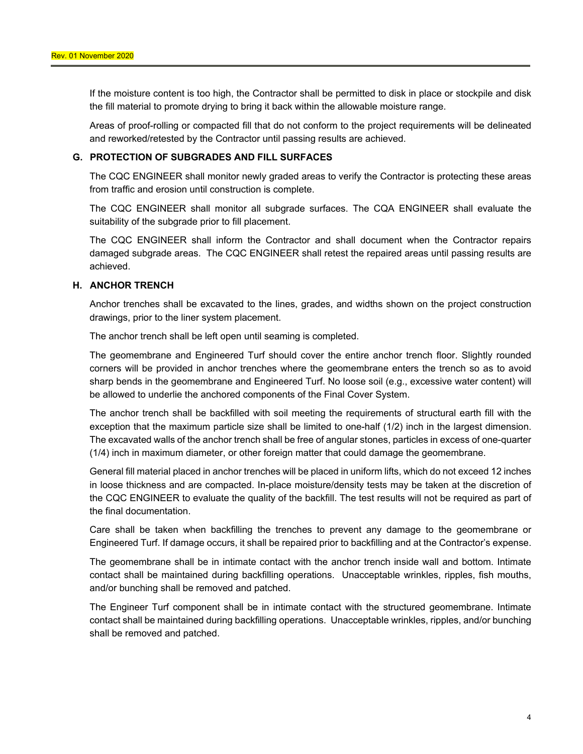If the moisture content is too high, the Contractor shall be permitted to disk in place or stockpile and disk the fill material to promote drying to bring it back within the allowable moisture range.

Areas of proof-rolling or compacted fill that do not conform to the project requirements will be delineated and reworked/retested by the Contractor until passing results are achieved.

### G. PROTECTION OF SUBGRADES AND FILL SURFACES

The CQC ENGINEER shall monitor newly graded areas to verify the Contractor is protecting these areas from traffic and erosion until construction is complete.

The CQC ENGINEER shall monitor all subgrade surfaces. The CQA ENGINEER shall evaluate the suitability of the subgrade prior to fill placement.

The CQC ENGINEER shall inform the Contractor and shall document when the Contractor repairs damaged subgrade areas. The CQC ENGINEER shall retest the repaired areas until passing results are achieved.

### H. ANCHOR TRENCH

Anchor trenches shall be excavated to the lines, grades, and widths shown on the project construction drawings, prior to the liner system placement.

The anchor trench shall be left open until seaming is completed.

The geomembrane and Engineered Turf should cover the entire anchor trench floor. Slightly rounded corners will be provided in anchor trenches where the geomembrane enters the trench so as to avoid sharp bends in the geomembrane and Engineered Turf. No loose soil (e.g., excessive water content) will be allowed to underlie the anchored components of the Final Cover System.

The anchor trench shall be backfilled with soil meeting the requirements of structural earth fill with the exception that the maximum particle size shall be limited to one-half (1/2) inch in the largest dimension. The excavated walls of the anchor trench shall be free of angular stones, particles in excess of one-quarter (1/4) inch in maximum diameter, or other foreign matter that could damage the geomembrane.

General fill material placed in anchor trenches will be placed in uniform lifts, which do not exceed 12 inches in loose thickness and are compacted. In-place moisture/density tests may be taken at the discretion of the CQC ENGINEER to evaluate the quality of the backfill. The test results will not be required as part of the final documentation.

Care shall be taken when backfilling the trenches to prevent any damage to the geomembrane or Engineered Turf. If damage occurs, it shall be repaired prior to backfilling and at the Contractor's expense.

The geomembrane shall be in intimate contact with the anchor trench inside wall and bottom. Intimate contact shall be maintained during backfilling operations. Unacceptable wrinkles, ripples, fish mouths, and/or bunching shall be removed and patched.

The Engineer Turf component shall be in intimate contact with the structured geomembrane. Intimate contact shall be maintained during backfilling operations. Unacceptable wrinkles, ripples, and/or bunching shall be removed and patched.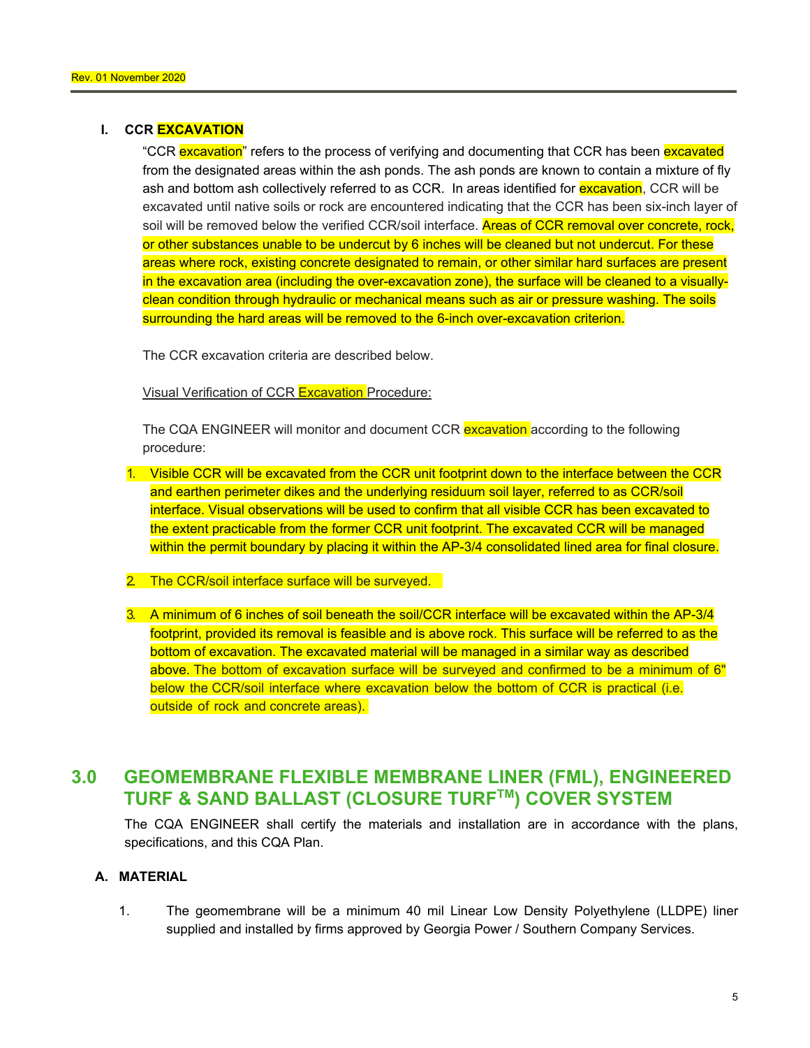### I. CCR EXCAVATION

"CCR excavation" refers to the process of verifying and documenting that CCR has been excavated from the designated areas within the ash ponds. The ash ponds are known to contain a mixture of fly ash and bottom ash collectively referred to as CCR. In areas identified for excavation, CCR will be excavated until native soils or rock are encountered indicating that the CCR has been six-inch layer of soil will be removed below the verified CCR/soil interface. Areas of CCR removal over concrete, rock, or other substances unable to be undercut by 6 inches will be cleaned but not undercut. For these areas where rock, existing concrete designated to remain, or other similar hard surfaces are present in the excavation area (including the over-excavation zone), the surface will be cleaned to a visually-clean condition through hydraulic or mechanical means such as air or pressure washing. The soils surrounding the hard areas will be removed to the 6-inch over-excavation criterion.

The CCR excavation criteria are described below.

Visual Verification of CCR Excavation Procedure:

The CQA ENGINEER will monitor and document CCR excavation according to the following procedure:

1. Visible CCR will be excavated from the CCR unit footprint down to the interface between the CCR and earthen perimeter dikes and the underlying residuum soil layer, referred to as CCR/soil interface. Visual observations will be used to confirm that all visible CCR has been excavated to the extent practicable from the former CCR unit footprint. The excavated CCR will be managed within the permit boundary by placing it within the AP-3/4 consolidated lined area for final closure.

2. The CCR/soil interface surface will be surveyed.

3. A minimum of 6 inches of soil beneath the soil/CCR interface will be excavated within the AP-3/4 footprint, provided its removal is feasible and is above rock. This surface will be referred to as the bottom of excavation. The excavated material will be managed in a similar way as described above. The bottom of excavation surface will be surveyed and confirmed to be a minimum of 6" below the CCR/soil interface where excavation below the bottom of CCR is practical (i.e. outside of rock and concrete areas).

## 3.0 GEOMEMBRANE FLEXIBLE MEMBRANE LINER (FML), ENGINEERED TURF & SAND BALLAST (CLOSURE TURF™) COVER SYSTEM

The CQA ENGINEER shall certify the materials and installation are in accordance with the plans, specifications, and this CQA Plan.

### A. MATERIAL

1. The geomembrane will be a minimum 40 mil Linear Low Density Polyethylene (LLDPE) liner supplied and installed by firms approved by Georgia Power / Southern Company Services.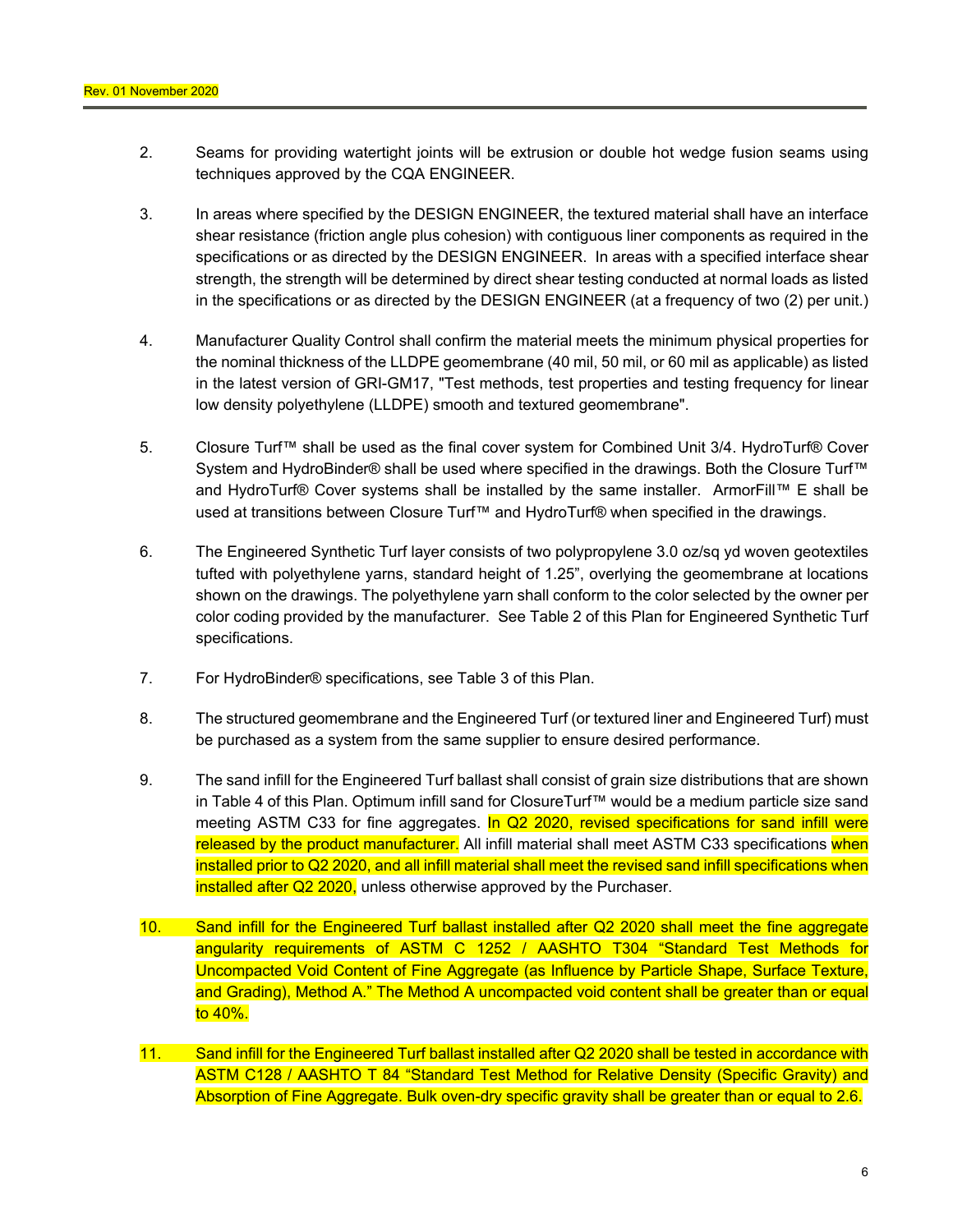2. Seams for providing watertight joints will be extrusion or double hot wedge fusion seams using techniques approved by the CQA ENGINEER.

3. In areas where specified by the DESIGN ENGINEER, the textured material shall have an interface shear resistance (friction angle plus cohesion) with contiguous liner components as required in the specifications or as directed by the DESIGN ENGINEER. In areas with a specified interface shear strength, the strength will be determined by direct shear testing conducted at normal loads as listed in the specifications or as directed by the DESIGN ENGINEER (at a frequency of two (2) per unit.)

4. Manufacturer Quality Control shall confirm the material meets the minimum physical properties for the nominal thickness of the LLDPE geomembrane (40 mil, 50 mil, or 60 mil as applicable) as listed in the latest version of GRI-GM17, "Test methods, test properties and testing frequency for linear low density polyethylene (LLDPE) smooth and textured geomembrane".

5. Closure Turf™ shall be used as the final cover system for Combined Unit 3/4. HydroTurf® Cover System and HydroBinder® shall be used where specified in the drawings. Both the Closure Turf™ and HydroTurf® Cover systems shall be installed by the same installer. ArmorFill™ E shall be used at transitions between Closure Turf™ and HydroTurf® when specified in the drawings.

6. The Engineered Synthetic Turf layer consists of two polypropylene 3.0 oz/sq yd woven geotextiles tufted with polyethylene yarns, standard height of 1.25", overlying the geomembrane at locations shown on the drawings. The polyethylene yarn shall conform to the color selected by the owner per color coding provided by the manufacturer. See Table 2 of this Plan for Engineered Synthetic Turf specifications.

7. For HydroBinder® specifications, see Table 3 of this Plan.

8. The structured geomembrane and the Engineered Turf (or textured liner and Engineered Turf) must be purchased as a system from the same supplier to ensure desired performance.

9. The sand infill for the Engineered Turf ballast shall consist of grain size distributions that are shown in Table 4 of this Plan. Optimum infill sand for ClosureTurf™ would be a medium particle size sand meeting ASTM C33 for fine aggregates. In Q2 2020, revised specifications for sand infill were released by the product manufacturer. All infill material shall meet ASTM C33 specifications when installed prior to Q2 2020, and all infill material shall meet the revised sand infill specifications when installed after Q2 2020, unless otherwise approved by the Purchaser.

10. Sand infill for the Engineered Turf ballast installed after Q2 2020 shall meet the fine aggregate angularity requirements of ASTM C 1252 / AASHTO T304 "Standard Test Methods for Uncompacted Void Content of Fine Aggregate (as Influence by Particle Shape, Surface Texture, and Grading), Method A." The Method A uncompacted void content shall be greater than or equal to 40%.

11. Sand infill for the Engineered Turf ballast installed after Q2 2020 shall be tested in accordance with ASTM C128 / AASHTO T 84 "Standard Test Method for Relative Density (Specific Gravity) and Absorption of Fine Aggregate. Bulk oven-dry specific gravity shall be greater than or equal to 2.6.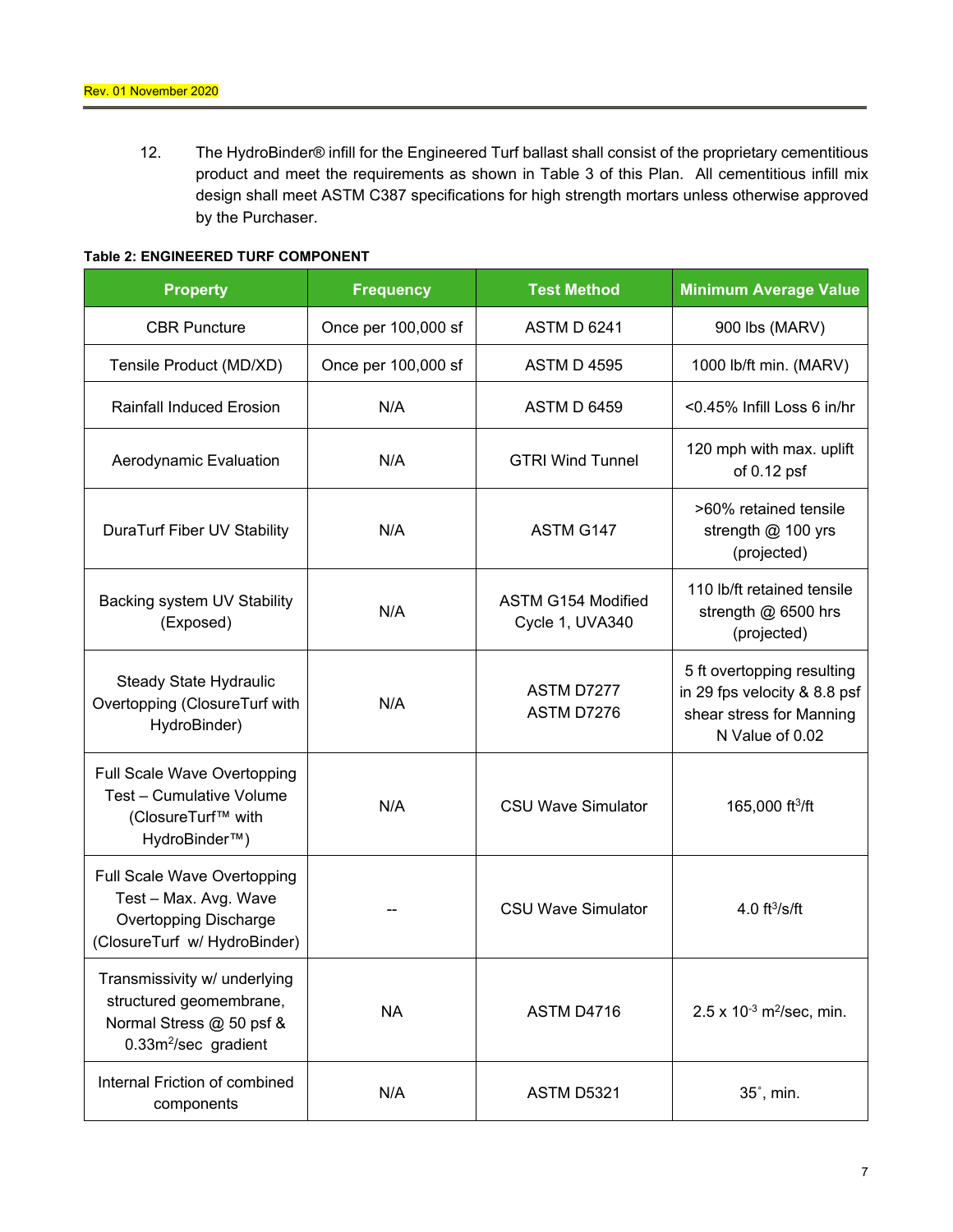12. The HydroBinder® infill for the Engineered Turf ballast shall consist of the proprietary cementitious product and meet the requirements as shown in Table 3 of this Plan. All cementitious infill mix design shall meet ASTM C387 specifications for high strength mortars unless otherwise approved by the Purchaser.

**Table 2: ENGINEERED TURF COMPONENT**

| Property | Frequency | Test Method | Minimum Average Value |
|---|---|---|---|
| CBR Puncture | Once per 100,000 sf | ASTM D 6241 | 900 lbs (MARV) |
| Tensile Product (MD/XD) | Once per 100,000 sf | ASTM D 4595 | 1000 lb/ft min. (MARV) |
| Rainfall Induced Erosion | N/A | ASTM D 6459 | <0.45% Infill Loss 6 in/hr |
| Aerodynamic Evaluation | N/A | GTRI Wind Tunnel | 120 mph with max. uplift of 0.12 psf |
| DuraTurf Fiber UV Stability | N/A | ASTM G147 | >60% retained tensile strength @ 100 yrs (projected) |
| Backing system UV Stability (Exposed) | N/A | ASTM G154 Modified Cycle 1, UVA340 | 110 lb/ft retained tensile strength @ 6500 hrs (projected) |
| Steady State Hydraulic Overtopping (ClosureTurf with HydroBinder) | N/A | ASTM D7277 ASTM D7276 | 5 ft overtopping resulting in 29 fps velocity & 8.8 psf shear stress for Manning N Value of 0.02 |
| Full Scale Wave Overtopping Test – Cumulative Volume (ClosureTurf™ with HydroBinder™) | N/A | CSU Wave Simulator | 165,000 $ft^3/ft$ |
| Full Scale Wave Overtopping Test – Max. Avg. Wave Overtopping Discharge (ClosureTurf w/ HydroBinder) | -- | CSU Wave Simulator | 4.0 $ft^3/s/ft$ |
| Transmissivity w/ underlying structured geomembrane, Normal Stress @ 50 psf & 0.33 $m^2/sec$ gradient | NA | ASTM D4716 | $2.5 \times 10^{-3}$ $m^2/sec$, min. |
| Internal Friction of combined components | N/A | ASTM D5321 | 35˚, min. |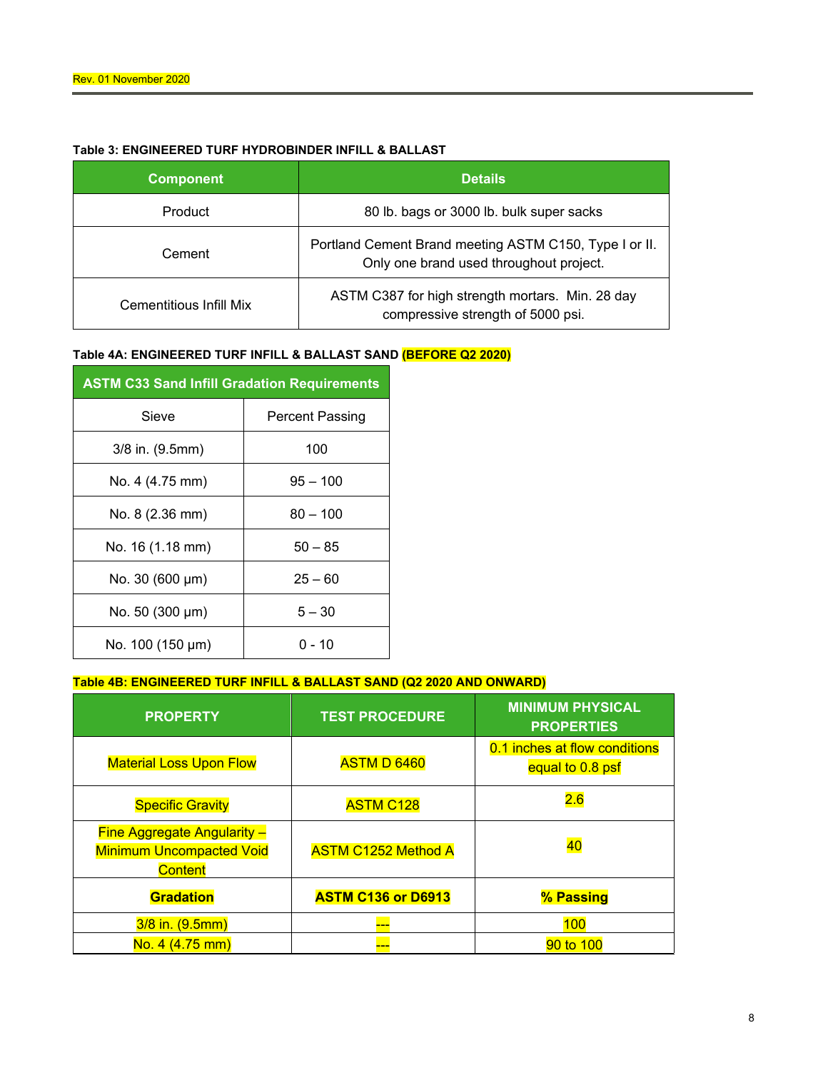**Table 3: ENGINEERED TURF HYDROBINDER INFILL & BALLAST**

| Component | Details |
|---|---|
| Product | 80 lb. bags or 3000 lb. bulk super sacks |
| Cement | Portland Cement Brand meeting ASTM C150, Type I or II. Only one brand used throughout project. |
| Cementitious Infill Mix | ASTM C387 for high strength mortars. Min. 28 day compressive strength of 5000 psi. |

**Table 4A: ENGINEERED TURF INFILL & BALLAST SAND (BEFORE Q2 2020)**

| ASTM C33 Sand Infill Gradation Requirements | |
|---|---|
| Sieve | Percent Passing |
| 3/8 in. (9.5mm) | 100 |
| No. 4 (4.75 mm) | 95 – 100 |
| No. 8 (2.36 mm) | 80 – 100 |
| No. 16 (1.18 mm) | 50 – 85 |
| No. 30 (600 μm) | 25 – 60 |
| No. 50 (300 μm) | 5 – 30 |
| No. 100 (150 μm) | 0 - 10 |

**Table 4B: ENGINEERED TURF INFILL & BALLAST SAND (Q2 2020 AND ONWARD)**

| PROPERTY | TEST PROCEDURE | MINIMUM PHYSICAL PROPERTIES |
|---|---|---|
| Material Loss Upon Flow | ASTM D 6460 | 0.1 inches at flow conditions equal to 0.8 psf |
| Specific Gravity | ASTM C128 | 2.6 |
| Fine Aggregate Angularity – Minimum Uncompacted Void Content | ASTM C1252 Method A | 40 |
| **Gradation** | **ASTM C136 or D6913** | **% Passing** |
| 3/8 in. (9.5mm) | --- | 100 |
| No. 4 (4.75 mm) | --- | 90 to 100 |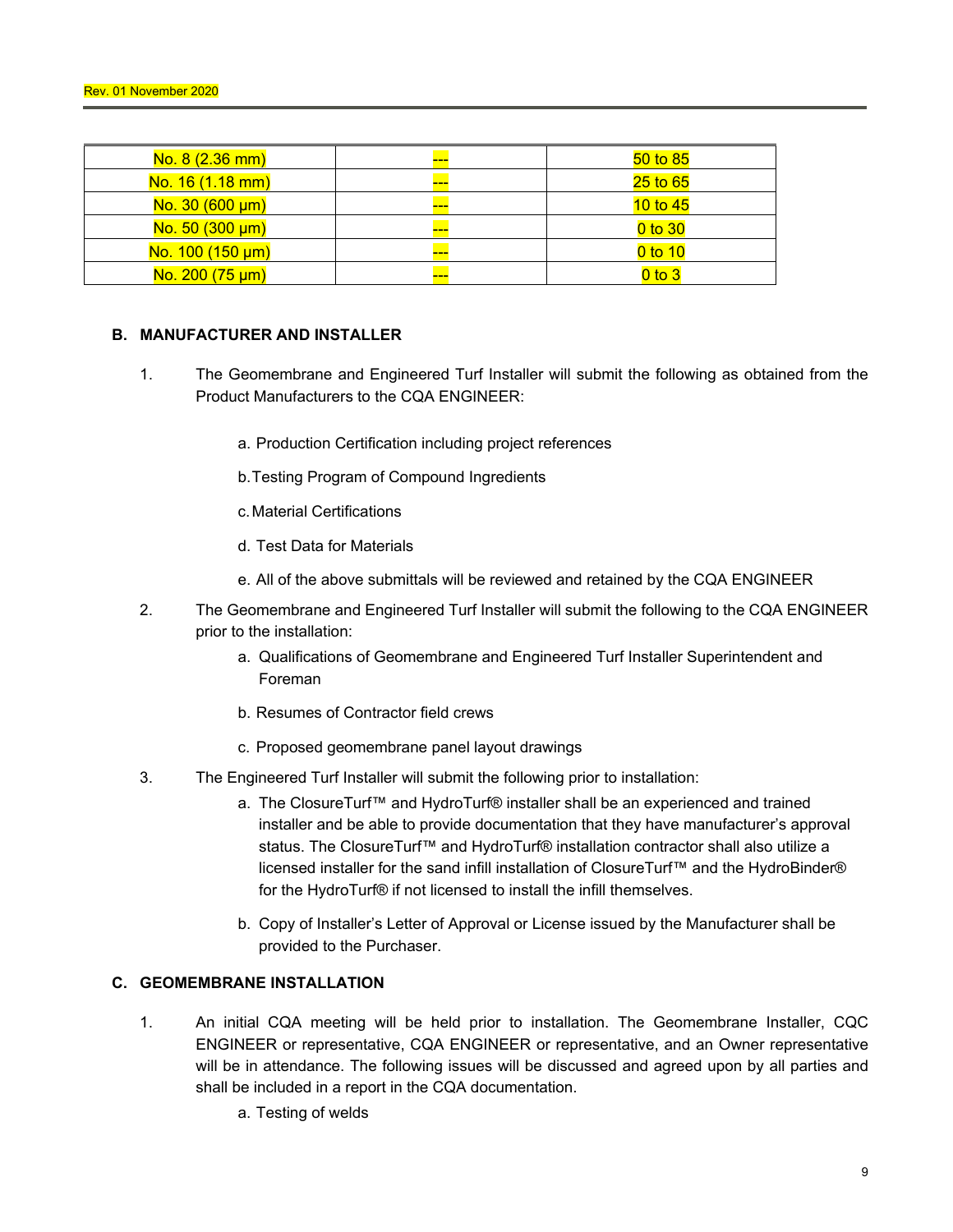| No. 8 (2.36 mm) | --- | 50 to 85 |
| --- | --- | --- |
| No. 16 (1.18 mm) | --- | 25 to 65 |
| No. 30 (600 µm) | --- | 10 to 45 |
| No. 50 (300 µm) | --- | 0 to 30 |
| No. 100 (150 µm) | --- | 0 to 10 |
| No. 200 (75 µm) | --- | 0 to 3 |

### B. MANUFACTURER AND INSTALLER

1. The Geomembrane and Engineered Turf Installer will submit the following as obtained from the Product Manufacturers to the CQA ENGINEER:

   a. Production Certification including project references

   b. Testing Program of Compound Ingredients

   c. Material Certifications

   d. Test Data for Materials

   e. All of the above submittals will be reviewed and retained by the CQA ENGINEER

2. The Geomembrane and Engineered Turf Installer will submit the following to the CQA ENGINEER prior to the installation:

   a. Qualifications of Geomembrane and Engineered Turf Installer Superintendent and Foreman

   b. Resumes of Contractor field crews

   c. Proposed geomembrane panel layout drawings

3. The Engineered Turf Installer will submit the following prior to installation:

   a. The ClosureTurf™ and HydroTurf® installer shall be an experienced and trained installer and be able to provide documentation that they have manufacturer's approval status. The ClosureTurf™ and HydroTurf® installation contractor shall also utilize a licensed installer for the sand infill installation of ClosureTurf™ and the HydroBinder® for the HydroTurf® if not licensed to install the infill themselves.

   b. Copy of Installer's Letter of Approval or License issued by the Manufacturer shall be provided to the Purchaser.

### C. GEOMEMBRANE INSTALLATION

1. An initial CQA meeting will be held prior to installation. The Geomembrane Installer, CQC ENGINEER or representative, CQA ENGINEER or representative, and an Owner representative will be in attendance. The following issues will be discussed and agreed upon by all parties and shall be included in a report in the CQA documentation.

   a. Testing of welds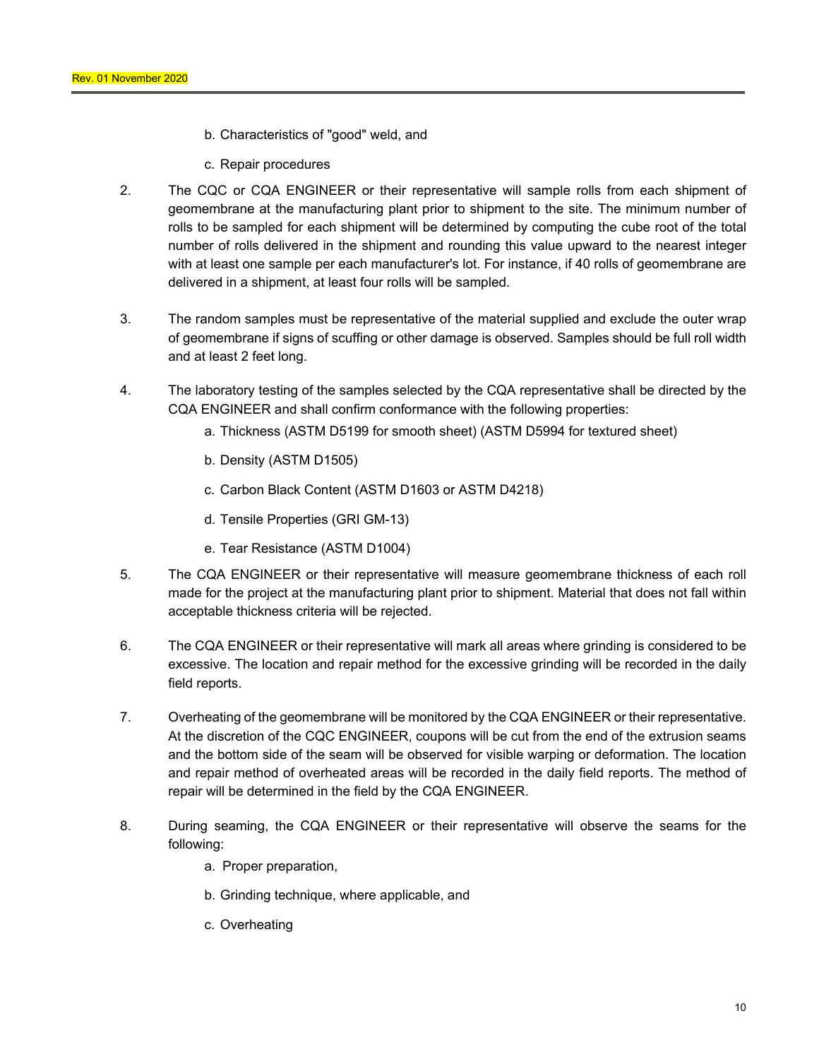b. Characteristics of "good" weld, and

c. Repair procedures

2. The CQC or CQA ENGINEER or their representative will sample rolls from each shipment of geomembrane at the manufacturing plant prior to shipment to the site. The minimum number of rolls to be sampled for each shipment will be determined by computing the cube root of the total number of rolls delivered in the shipment and rounding this value upward to the nearest integer with at least one sample per each manufacturer's lot. For instance, if 40 rolls of geomembrane are delivered in a shipment, at least four rolls will be sampled.

3. The random samples must be representative of the material supplied and exclude the outer wrap of geomembrane if signs of scuffing or other damage is observed. Samples should be full roll width and at least 2 feet long.

4. The laboratory testing of the samples selected by the CQA representative shall be directed by the CQA ENGINEER and shall confirm conformance with the following properties:

    a. Thickness (ASTM D5199 for smooth sheet) (ASTM D5994 for textured sheet)

    b. Density (ASTM D1505)

    c. Carbon Black Content (ASTM D1603 or ASTM D4218)

    d. Tensile Properties (GRI GM-13)

    e. Tear Resistance (ASTM D1004)

5. The CQA ENGINEER or their representative will measure geomembrane thickness of each roll made for the project at the manufacturing plant prior to shipment. Material that does not fall within acceptable thickness criteria will be rejected.

6. The CQA ENGINEER or their representative will mark all areas where grinding is considered to be excessive. The location and repair method for the excessive grinding will be recorded in the daily field reports.

7. Overheating of the geomembrane will be monitored by the CQA ENGINEER or their representative. At the discretion of the CQC ENGINEER, coupons will be cut from the end of the extrusion seams and the bottom side of the seam will be observed for visible warping or deformation. The location and repair method of overheated areas will be recorded in the daily field reports. The method of repair will be determined in the field by the CQA ENGINEER.

8. During seaming, the CQA ENGINEER or their representative will observe the seams for the following:

    a. Proper preparation,

    b. Grinding technique, where applicable, and

    c. Overheating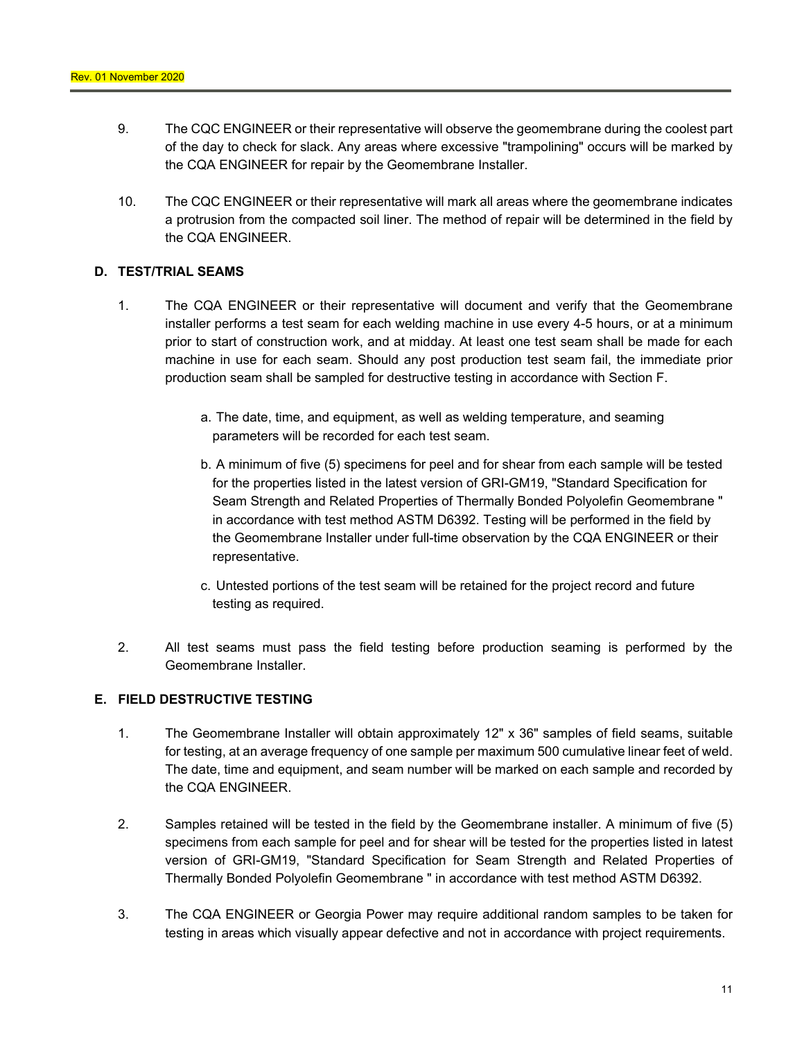9. The CQC ENGINEER or their representative will observe the geomembrane during the coolest part of the day to check for slack. Any areas where excessive "trampolining" occurs will be marked by the CQA ENGINEER for repair by the Geomembrane Installer.

10. The CQC ENGINEER or their representative will mark all areas where the geomembrane indicates a protrusion from the compacted soil liner. The method of repair will be determined in the field by the CQA ENGINEER.

### D. TEST/TRIAL SEAMS

1. The CQA ENGINEER or their representative will document and verify that the Geomembrane installer performs a test seam for each welding machine in use every 4-5 hours, or at a minimum prior to start of construction work, and at midday. At least one test seam shall be made for each machine in use for each seam. Should any post production test seam fail, the immediate prior production seam shall be sampled for destructive testing in accordance with Section F.

   a. The date, time, and equipment, as well as welding temperature, and seaming parameters will be recorded for each test seam.

   b. A minimum of five (5) specimens for peel and for shear from each sample will be tested for the properties listed in the latest version of GRI-GM19, "Standard Specification for Seam Strength and Related Properties of Thermally Bonded Polyolefin Geomembrane " in accordance with test method ASTM D6392. Testing will be performed in the field by the Geomembrane Installer under full-time observation by the CQA ENGINEER or their representative.

   c. Untested portions of the test seam will be retained for the project record and future testing as required.

2. All test seams must pass the field testing before production seaming is performed by the Geomembrane Installer.

### E. FIELD DESTRUCTIVE TESTING

1. The Geomembrane Installer will obtain approximately 12" x 36" samples of field seams, suitable for testing, at an average frequency of one sample per maximum 500 cumulative linear feet of weld. The date, time and equipment, and seam number will be marked on each sample and recorded by the CQA ENGINEER.

2. Samples retained will be tested in the field by the Geomembrane installer. A minimum of five (5) specimens from each sample for peel and for shear will be tested for the properties listed in latest version of GRI-GM19, "Standard Specification for Seam Strength and Related Properties of Thermally Bonded Polyolefin Geomembrane " in accordance with test method ASTM D6392.

3. The CQA ENGINEER or Georgia Power may require additional random samples to be taken for testing in areas which visually appear defective and not in accordance with project requirements.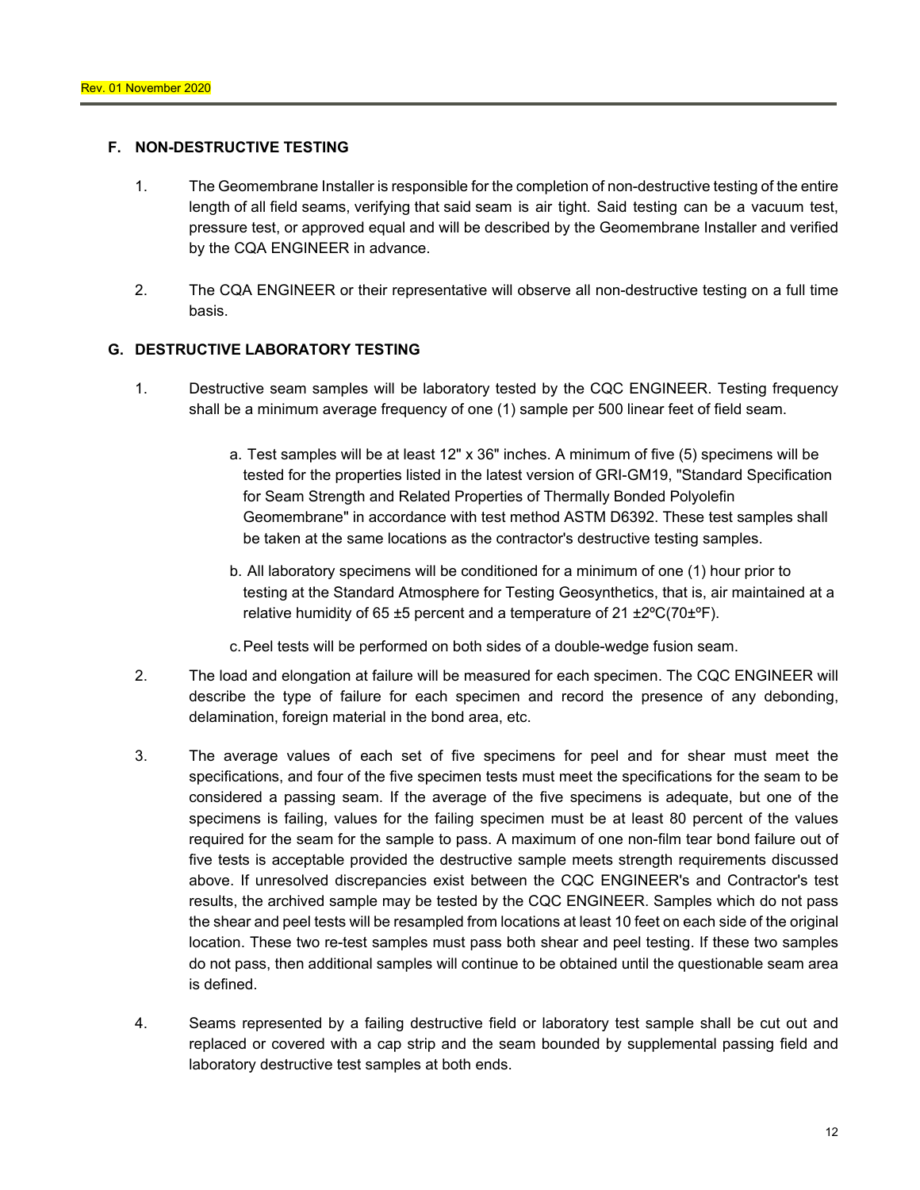### F. NON-DESTRUCTIVE TESTING

1. The Geomembrane Installer is responsible for the completion of non-destructive testing of the entire length of all field seams, verifying that said seam is air tight. Said testing can be a vacuum test, pressure test, or approved equal and will be described by the Geomembrane Installer and verified by the CQA ENGINEER in advance.

2. The CQA ENGINEER or their representative will observe all non-destructive testing on a full time basis.

### G. DESTRUCTIVE LABORATORY TESTING

1. Destructive seam samples will be laboratory tested by the CQC ENGINEER. Testing frequency shall be a minimum average frequency of one (1) sample per 500 linear feet of field seam.

   a. Test samples will be at least 12" x 36" inches. A minimum of five (5) specimens will be tested for the properties listed in the latest version of GRI-GM19, "Standard Specification for Seam Strength and Related Properties of Thermally Bonded Polyolefin Geomembrane" in accordance with test method ASTM D6392. These test samples shall be taken at the same locations as the contractor's destructive testing samples.

   b. All laboratory specimens will be conditioned for a minimum of one (1) hour prior to testing at the Standard Atmosphere for Testing Geosynthetics, that is, air maintained at a relative humidity of 65 ±5 percent and a temperature of 21 ±2ºC(70±ºF).

   c. Peel tests will be performed on both sides of a double-wedge fusion seam.

2. The load and elongation at failure will be measured for each specimen. The CQC ENGINEER will describe the type of failure for each specimen and record the presence of any debonding, delamination, foreign material in the bond area, etc.

3. The average values of each set of five specimens for peel and for shear must meet the specifications, and four of the five specimen tests must meet the specifications for the seam to be considered a passing seam. If the average of the five specimens is adequate, but one of the specimens is failing, values for the failing specimen must be at least 80 percent of the values required for the seam for the sample to pass. A maximum of one non-film tear bond failure out of five tests is acceptable provided the destructive sample meets strength requirements discussed above. If unresolved discrepancies exist between the CQC ENGINEER's and Contractor's test results, the archived sample may be tested by the CQC ENGINEER. Samples which do not pass the shear and peel tests will be resampled from locations at least 10 feet on each side of the original location. These two re-test samples must pass both shear and peel testing. If these two samples do not pass, then additional samples will continue to be obtained until the questionable seam area is defined.

4. Seams represented by a failing destructive field or laboratory test sample shall be cut out and replaced or covered with a cap strip and the seam bounded by supplemental passing field and laboratory destructive test samples at both ends.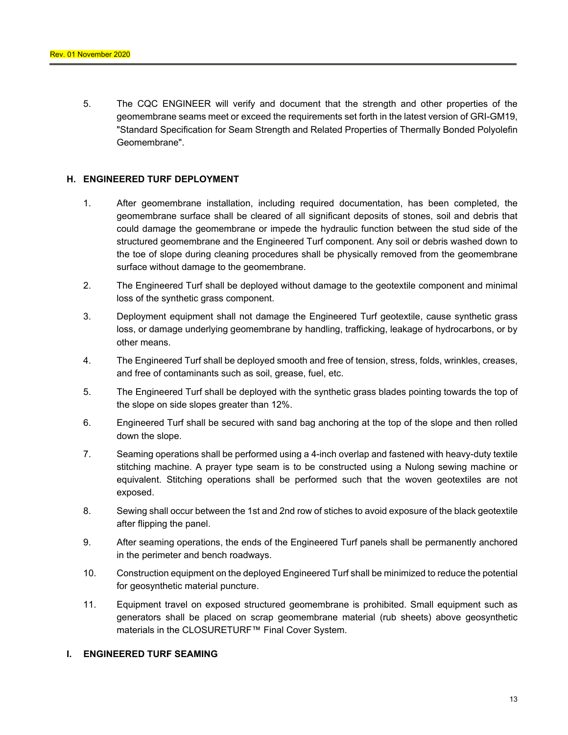5. The CQC ENGINEER will verify and document that the strength and other properties of the geomembrane seams meet or exceed the requirements set forth in the latest version of GRI-GM19, "Standard Specification for Seam Strength and Related Properties of Thermally Bonded Polyolefin Geomembrane".

### H. ENGINEERED TURF DEPLOYMENT

1. After geomembrane installation, including required documentation, has been completed, the geomembrane surface shall be cleared of all significant deposits of stones, soil and debris that could damage the geomembrane or impede the hydraulic function between the stud side of the structured geomembrane and the Engineered Turf component. Any soil or debris washed down to the toe of slope during cleaning procedures shall be physically removed from the geomembrane surface without damage to the geomembrane.
2. The Engineered Turf shall be deployed without damage to the geotextile component and minimal loss of the synthetic grass component.
3. Deployment equipment shall not damage the Engineered Turf geotextile, cause synthetic grass loss, or damage underlying geomembrane by handling, trafficking, leakage of hydrocarbons, or by other means.
4. The Engineered Turf shall be deployed smooth and free of tension, stress, folds, wrinkles, creases, and free of contaminants such as soil, grease, fuel, etc.
5. The Engineered Turf shall be deployed with the synthetic grass blades pointing towards the top of the slope on side slopes greater than 12%.
6. Engineered Turf shall be secured with sand bag anchoring at the top of the slope and then rolled down the slope.
7. Seaming operations shall be performed using a 4-inch overlap and fastened with heavy-duty textile stitching machine. A prayer type seam is to be constructed using a Nulong sewing machine or equivalent. Stitching operations shall be performed such that the woven geotextiles are not exposed.
8. Sewing shall occur between the 1st and 2nd row of stiches to avoid exposure of the black geotextile after flipping the panel.
9. After seaming operations, the ends of the Engineered Turf panels shall be permanently anchored in the perimeter and bench roadways.
10. Construction equipment on the deployed Engineered Turf shall be minimized to reduce the potential for geosynthetic material puncture.
11. Equipment travel on exposed structured geomembrane is prohibited. Small equipment such as generators shall be placed on scrap geomembrane material (rub sheets) above geosynthetic materials in the CLOSURETURF™ Final Cover System.

### I. ENGINEERED TURF SEAMING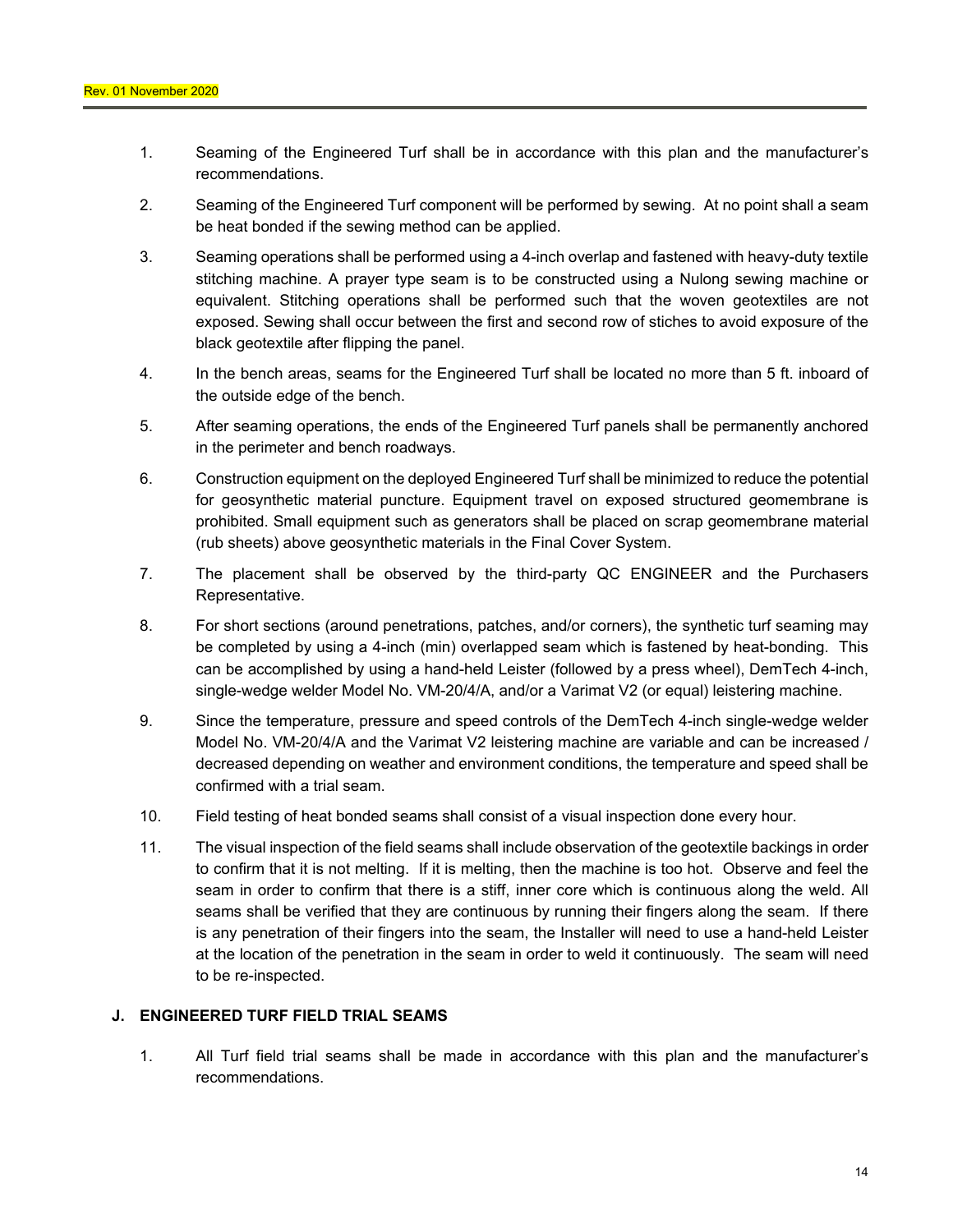1. Seaming of the Engineered Turf shall be in accordance with this plan and the manufacturer's recommendations.

2. Seaming of the Engineered Turf component will be performed by sewing. At no point shall a seam be heat bonded if the sewing method can be applied.

3. Seaming operations shall be performed using a 4-inch overlap and fastened with heavy-duty textile stitching machine. A prayer type seam is to be constructed using a Nulong sewing machine or equivalent. Stitching operations shall be performed such that the woven geotextiles are not exposed. Sewing shall occur between the first and second row of stiches to avoid exposure of the black geotextile after flipping the panel.

4. In the bench areas, seams for the Engineered Turf shall be located no more than 5 ft. inboard of the outside edge of the bench.

5. After seaming operations, the ends of the Engineered Turf panels shall be permanently anchored in the perimeter and bench roadways.

6. Construction equipment on the deployed Engineered Turf shall be minimized to reduce the potential for geosynthetic material puncture. Equipment travel on exposed structured geomembrane is prohibited. Small equipment such as generators shall be placed on scrap geomembrane material (rub sheets) above geosynthetic materials in the Final Cover System.

7. The placement shall be observed by the third-party QC ENGINEER and the Purchasers Representative.

8. For short sections (around penetrations, patches, and/or corners), the synthetic turf seaming may be completed by using a 4-inch (min) overlapped seam which is fastened by heat-bonding. This can be accomplished by using a hand-held Leister (followed by a press wheel), DemTech 4-inch, single-wedge welder Model No. VM-20/4/A, and/or a Varimat V2 (or equal) leistering machine.

9. Since the temperature, pressure and speed controls of the DemTech 4-inch single-wedge welder Model No. VM-20/4/A and the Varimat V2 leistering machine are variable and can be increased / decreased depending on weather and environment conditions, the temperature and speed shall be confirmed with a trial seam.

10. Field testing of heat bonded seams shall consist of a visual inspection done every hour.

11. The visual inspection of the field seams shall include observation of the geotextile backings in order to confirm that it is not melting. If it is melting, then the machine is too hot. Observe and feel the seam in order to confirm that there is a stiff, inner core which is continuous along the weld. All seams shall be verified that they are continuous by running their fingers along the seam. If there is any penetration of their fingers into the seam, the Installer will need to use a hand-held Leister at the location of the penetration in the seam in order to weld it continuously. The seam will need to be re-inspected.

### J. ENGINEERED TURF FIELD TRIAL SEAMS

1. All Turf field trial seams shall be made in accordance with this plan and the manufacturer's recommendations.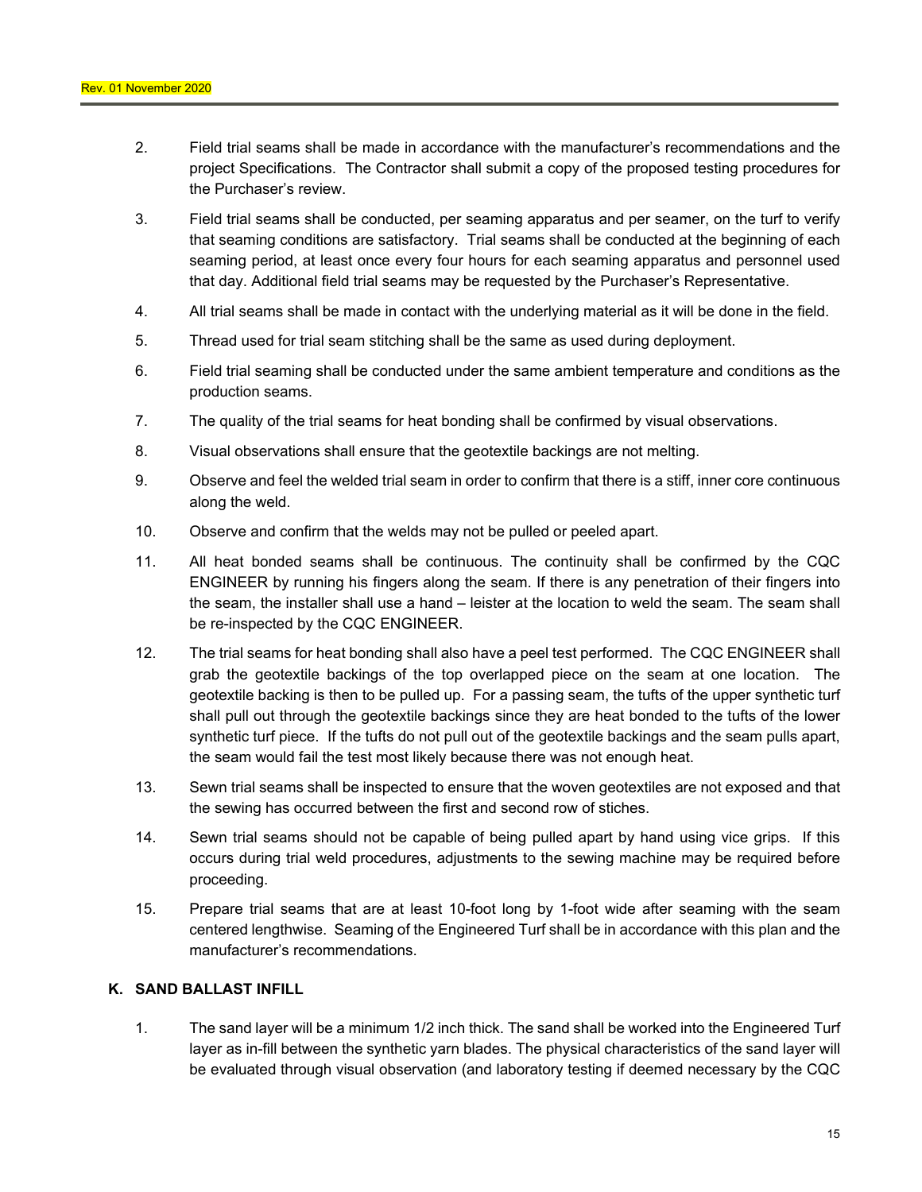2. Field trial seams shall be made in accordance with the manufacturer's recommendations and the project Specifications. The Contractor shall submit a copy of the proposed testing procedures for the Purchaser's review.

3. Field trial seams shall be conducted, per seaming apparatus and per seamer, on the turf to verify that seaming conditions are satisfactory. Trial seams shall be conducted at the beginning of each seaming period, at least once every four hours for each seaming apparatus and personnel used that day. Additional field trial seams may be requested by the Purchaser's Representative.

4. All trial seams shall be made in contact with the underlying material as it will be done in the field.

5. Thread used for trial seam stitching shall be the same as used during deployment.

6. Field trial seaming shall be conducted under the same ambient temperature and conditions as the production seams.

7. The quality of the trial seams for heat bonding shall be confirmed by visual observations.

8. Visual observations shall ensure that the geotextile backings are not melting.

9. Observe and feel the welded trial seam in order to confirm that there is a stiff, inner core continuous along the weld.

10. Observe and confirm that the welds may not be pulled or peeled apart.

11. All heat bonded seams shall be continuous. The continuity shall be confirmed by the CQC ENGINEER by running his fingers along the seam. If there is any penetration of their fingers into the seam, the installer shall use a hand – leister at the location to weld the seam. The seam shall be re-inspected by the CQC ENGINEER.

12. The trial seams for heat bonding shall also have a peel test performed. The CQC ENGINEER shall grab the geotextile backings of the top overlapped piece on the seam at one location. The geotextile backing is then to be pulled up. For a passing seam, the tufts of the upper synthetic turf shall pull out through the geotextile backings since they are heat bonded to the tufts of the lower synthetic turf piece. If the tufts do not pull out of the geotextile backings and the seam pulls apart, the seam would fail the test most likely because there was not enough heat.

13. Sewn trial seams shall be inspected to ensure that the woven geotextiles are not exposed and that the sewing has occurred between the first and second row of stiches.

14. Sewn trial seams should not be capable of being pulled apart by hand using vice grips. If this occurs during trial weld procedures, adjustments to the sewing machine may be required before proceeding.

15. Prepare trial seams that are at least 10-foot long by 1-foot wide after seaming with the seam centered lengthwise. Seaming of the Engineered Turf shall be in accordance with this plan and the manufacturer's recommendations.

## K. SAND BALLAST INFILL

1. The sand layer will be a minimum 1/2 inch thick. The sand shall be worked into the Engineered Turf layer as in-fill between the synthetic yarn blades. The physical characteristics of the sand layer will be evaluated through visual observation (and laboratory testing if deemed necessary by the CQC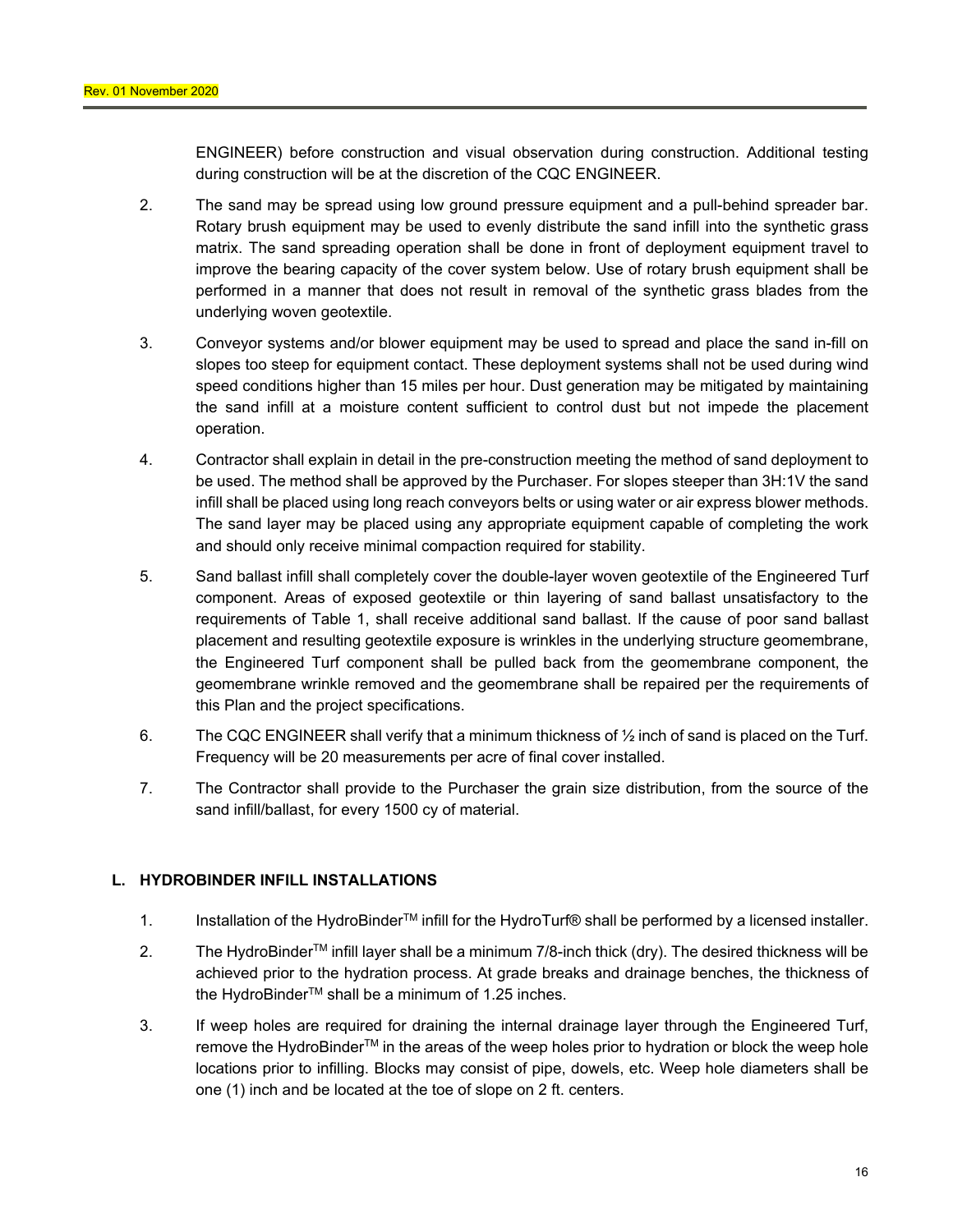ENGINEER) before construction and visual observation during construction. Additional testing during construction will be at the discretion of the CQC ENGINEER.

2. The sand may be spread using low ground pressure equipment and a pull-behind spreader bar. Rotary brush equipment may be used to evenly distribute the sand infill into the synthetic grass matrix. The sand spreading operation shall be done in front of deployment equipment travel to improve the bearing capacity of the cover system below. Use of rotary brush equipment shall be performed in a manner that does not result in removal of the synthetic grass blades from the underlying woven geotextile.

3. Conveyor systems and/or blower equipment may be used to spread and place the sand in-fill on slopes too steep for equipment contact. These deployment systems shall not be used during wind speed conditions higher than 15 miles per hour. Dust generation may be mitigated by maintaining the sand infill at a moisture content sufficient to control dust but not impede the placement operation.

4. Contractor shall explain in detail in the pre-construction meeting the method of sand deployment to be used. The method shall be approved by the Purchaser. For slopes steeper than 3H:1V the sand infill shall be placed using long reach conveyors belts or using water or air express blower methods. The sand layer may be placed using any appropriate equipment capable of completing the work and should only receive minimal compaction required for stability.

5. Sand ballast infill shall completely cover the double-layer woven geotextile of the Engineered Turf component. Areas of exposed geotextile or thin layering of sand ballast unsatisfactory to the requirements of Table 1, shall receive additional sand ballast. If the cause of poor sand ballast placement and resulting geotextile exposure is wrinkles in the underlying structure geomembrane, the Engineered Turf component shall be pulled back from the geomembrane component, the geomembrane wrinkle removed and the geomembrane shall be repaired per the requirements of this Plan and the project specifications.

6. The CQC ENGINEER shall verify that a minimum thickness of ½ inch of sand is placed on the Turf. Frequency will be 20 measurements per acre of final cover installed.

7. The Contractor shall provide to the Purchaser the grain size distribution, from the source of the sand infill/ballast, for every 1500 cy of material.

## L. HYDROBINDER INFILL INSTALLATIONS

1. Installation of the HydroBinder™ infill for the HydroTurf® shall be performed by a licensed installer.

2. The HydroBinder™ infill layer shall be a minimum 7/8-inch thick (dry). The desired thickness will be achieved prior to the hydration process. At grade breaks and drainage benches, the thickness of the HydroBinder™ shall be a minimum of 1.25 inches.

3. If weep holes are required for draining the internal drainage layer through the Engineered Turf, remove the HydroBinder™ in the areas of the weep holes prior to hydration or block the weep hole locations prior to infilling. Blocks may consist of pipe, dowels, etc. Weep hole diameters shall be one (1) inch and be located at the toe of slope on 2 ft. centers.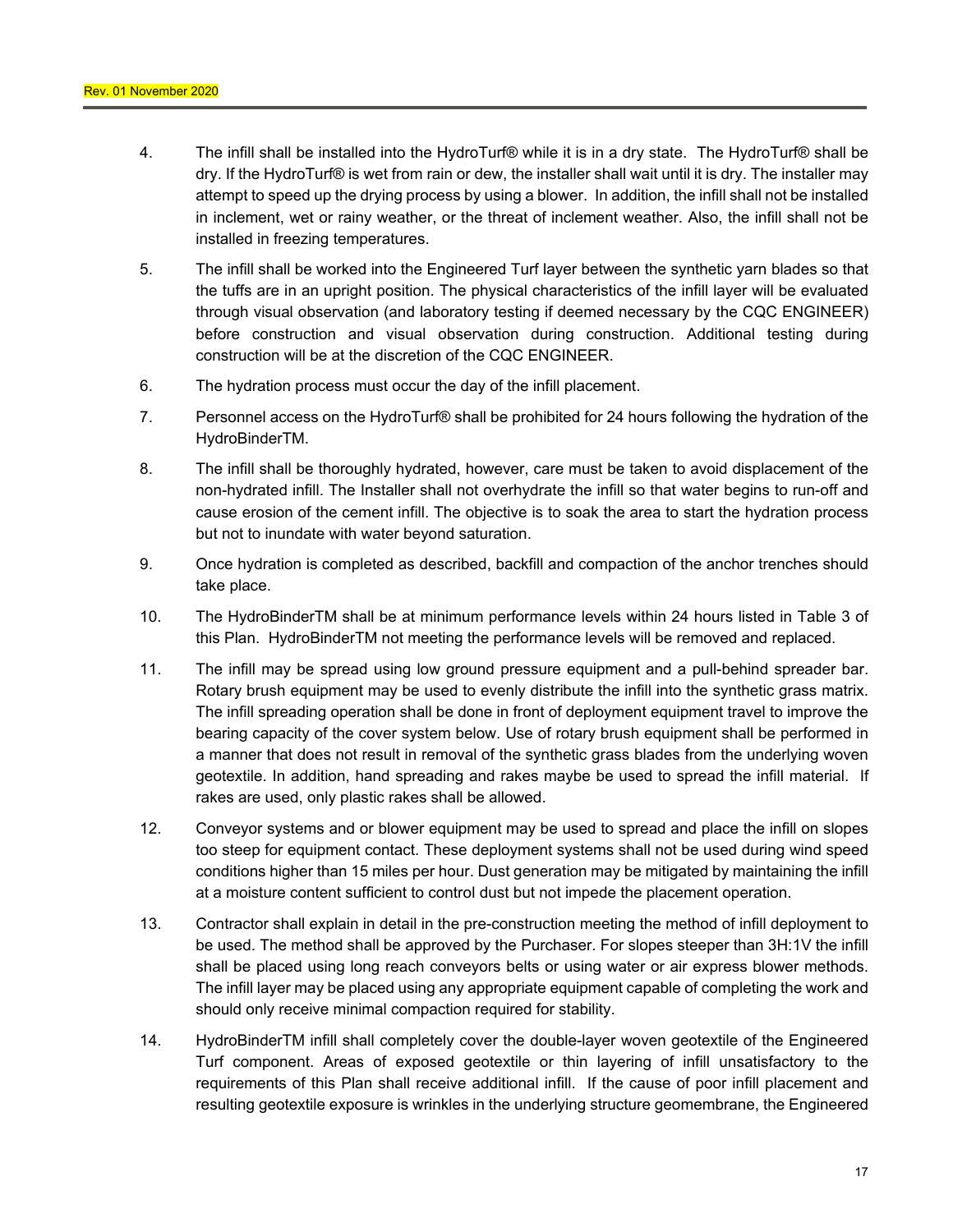4. The infill shall be installed into the HydroTurf® while it is in a dry state. The HydroTurf® shall be dry. If the HydroTurf® is wet from rain or dew, the installer shall wait until it is dry. The installer may attempt to speed up the drying process by using a blower. In addition, the infill shall not be installed in inclement, wet or rainy weather, or the threat of inclement weather. Also, the infill shall not be installed in freezing temperatures.

5. The infill shall be worked into the Engineered Turf layer between the synthetic yarn blades so that the tuffs are in an upright position. The physical characteristics of the infill layer will be evaluated through visual observation (and laboratory testing if deemed necessary by the CQC ENGINEER) before construction and visual observation during construction. Additional testing during construction will be at the discretion of the CQC ENGINEER.

6. The hydration process must occur the day of the infill placement.

7. Personnel access on the HydroTurf® shall be prohibited for 24 hours following the hydration of the HydroBinderTM.

8. The infill shall be thoroughly hydrated, however, care must be taken to avoid displacement of the non-hydrated infill. The Installer shall not overhydrate the infill so that water begins to run-off and cause erosion of the cement infill. The objective is to soak the area to start the hydration process but not to inundate with water beyond saturation.

9. Once hydration is completed as described, backfill and compaction of the anchor trenches should take place.

10. The HydroBinderTM shall be at minimum performance levels within 24 hours listed in Table 3 of this Plan. HydroBinderTM not meeting the performance levels will be removed and replaced.

11. The infill may be spread using low ground pressure equipment and a pull-behind spreader bar. Rotary brush equipment may be used to evenly distribute the infill into the synthetic grass matrix. The infill spreading operation shall be done in front of deployment equipment travel to improve the bearing capacity of the cover system below. Use of rotary brush equipment shall be performed in a manner that does not result in removal of the synthetic grass blades from the underlying woven geotextile. In addition, hand spreading and rakes maybe be used to spread the infill material. If rakes are used, only plastic rakes shall be allowed.

12. Conveyor systems and or blower equipment may be used to spread and place the infill on slopes too steep for equipment contact. These deployment systems shall not be used during wind speed conditions higher than 15 miles per hour. Dust generation may be mitigated by maintaining the infill at a moisture content sufficient to control dust but not impede the placement operation.

13. Contractor shall explain in detail in the pre-construction meeting the method of infill deployment to be used. The method shall be approved by the Purchaser. For slopes steeper than 3H:1V the infill shall be placed using long reach conveyors belts or using water or air express blower methods. The infill layer may be placed using any appropriate equipment capable of completing the work and should only receive minimal compaction required for stability.

14. HydroBinderTM infill shall completely cover the double-layer woven geotextile of the Engineered Turf component. Areas of exposed geotextile or thin layering of infill unsatisfactory to the requirements of this Plan shall receive additional infill. If the cause of poor infill placement and resulting geotextile exposure is wrinkles in the underlying structure geomembrane, the Engineered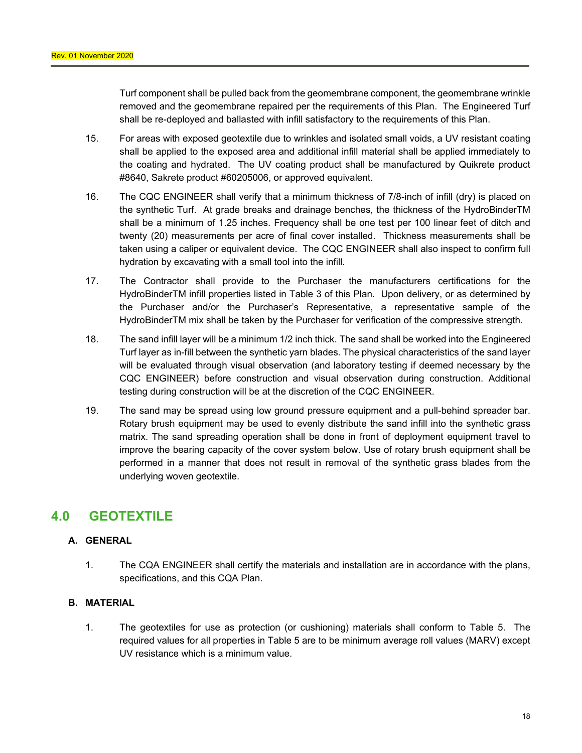Turf component shall be pulled back from the geomembrane component, the geomembrane wrinkle removed and the geomembrane repaired per the requirements of this Plan. The Engineered Turf shall be re-deployed and ballasted with infill satisfactory to the requirements of this Plan.

15. For areas with exposed geotextile due to wrinkles and isolated small voids, a UV resistant coating shall be applied to the exposed area and additional infill material shall be applied immediately to the coating and hydrated. The UV coating product shall be manufactured by Quikrete product #8640, Sakrete product #60205006, or approved equivalent.

16. The CQC ENGINEER shall verify that a minimum thickness of 7/8-inch of infill (dry) is placed on the synthetic Turf. At grade breaks and drainage benches, the thickness of the HydroBinderTM shall be a minimum of 1.25 inches. Frequency shall be one test per 100 linear feet of ditch and twenty (20) measurements per acre of final cover installed. Thickness measurements shall be taken using a caliper or equivalent device. The CQC ENGINEER shall also inspect to confirm full hydration by excavating with a small tool into the infill.

17. The Contractor shall provide to the Purchaser the manufacturers certifications for the HydroBinderTM infill properties listed in Table 3 of this Plan. Upon delivery, or as determined by the Purchaser and/or the Purchaser's Representative, a representative sample of the HydroBinderTM mix shall be taken by the Purchaser for verification of the compressive strength.

18. The sand infill layer will be a minimum 1/2 inch thick. The sand shall be worked into the Engineered Turf layer as in-fill between the synthetic yarn blades. The physical characteristics of the sand layer will be evaluated through visual observation (and laboratory testing if deemed necessary by the CQC ENGINEER) before construction and visual observation during construction. Additional testing during construction will be at the discretion of the CQC ENGINEER.

19. The sand may be spread using low ground pressure equipment and a pull-behind spreader bar. Rotary brush equipment may be used to evenly distribute the sand infill into the synthetic grass matrix. The sand spreading operation shall be done in front of deployment equipment travel to improve the bearing capacity of the cover system below. Use of rotary brush equipment shall be performed in a manner that does not result in removal of the synthetic grass blades from the underlying woven geotextile.

# 4.0 GEOTEXTILE

### A. GENERAL

1. The CQA ENGINEER shall certify the materials and installation are in accordance with the plans, specifications, and this CQA Plan.

### B. MATERIAL

1. The geotextiles for use as protection (or cushioning) materials shall conform to Table 5. The required values for all properties in Table 5 are to be minimum average roll values (MARV) except UV resistance which is a minimum value.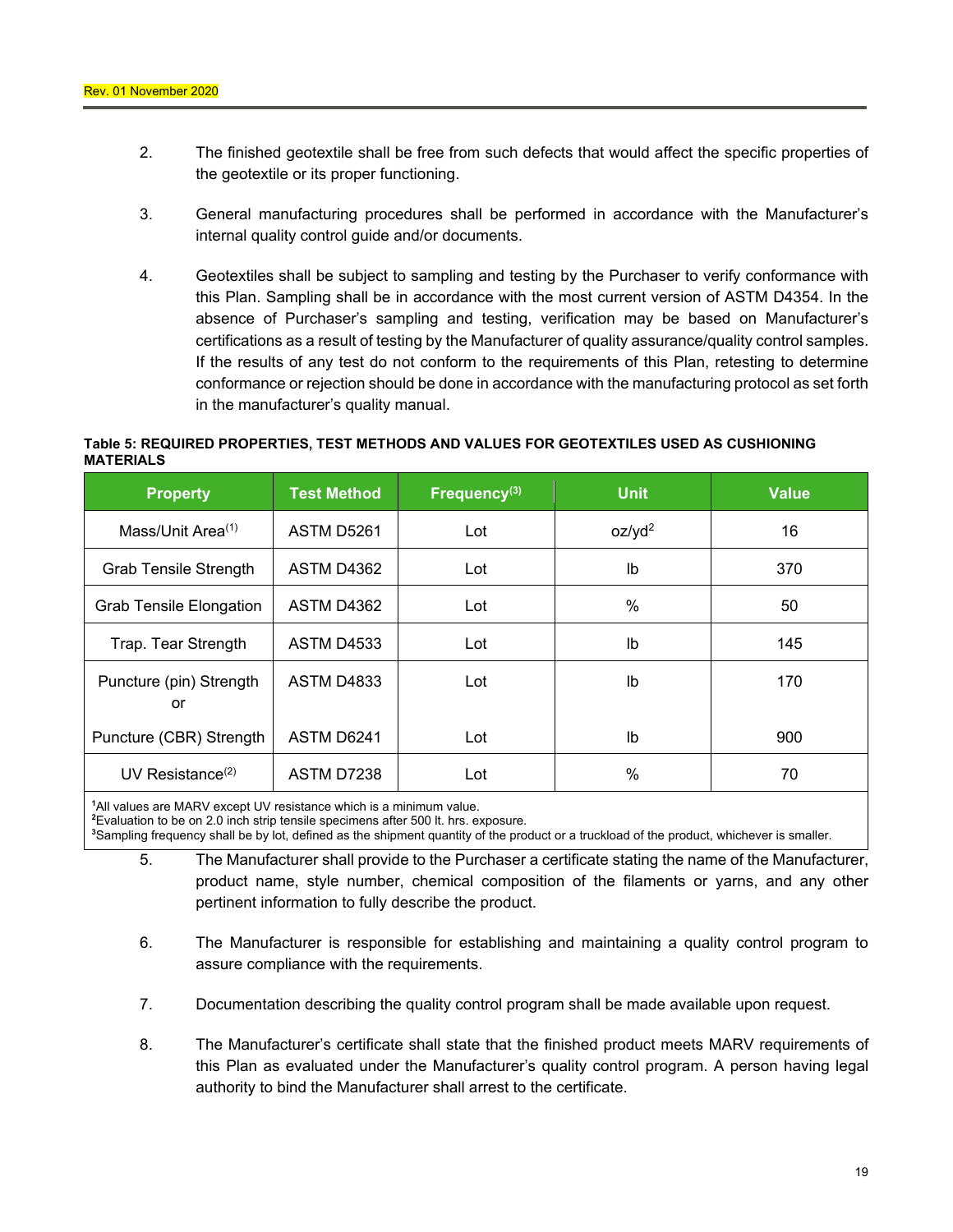2. The finished geotextile shall be free from such defects that would affect the specific properties of the geotextile or its proper functioning.

3. General manufacturing procedures shall be performed in accordance with the Manufacturer's internal quality control guide and/or documents.

4. Geotextiles shall be subject to sampling and testing by the Purchaser to verify conformance with this Plan. Sampling shall be in accordance with the most current version of ASTM D4354. In the absence of Purchaser's sampling and testing, verification may be based on Manufacturer's certifications as a result of testing by the Manufacturer of quality assurance/quality control samples. If the results of any test do not conform to the requirements of this Plan, retesting to determine conformance or rejection should be done in accordance with the manufacturing protocol as set forth in the manufacturer's quality manual.

**Table 5: REQUIRED PROPERTIES, TEST METHODS AND VALUES FOR GEOTEXTILES USED AS CUSHIONING MATERIALS**

| Property | Test Method | Frequency(3) | Unit | Value |
|---|---|---|---|---|
| Mass/Unit Area(1) | ASTM D5261 | Lot | $oz/yd^2$ | 16 |
| Grab Tensile Strength | ASTM D4362 | Lot | lb | 370 |
| Grab Tensile Elongation | ASTM D4362 | Lot | % | 50 |
| Trap. Tear Strength | ASTM D4533 | Lot | lb | 145 |
| Puncture (pin) Strength or | ASTM D4833 | Lot | lb | 170 |
| Puncture (CBR) Strength | ASTM D6241 | Lot | lb | 900 |
| UV Resistance(2) | ASTM D7238 | Lot | % | 70 |

[1]All values are MARV except UV resistance which is a minimum value.
[2]Evaluation to be on 2.0 inch strip tensile specimens after 500 lt. hrs. exposure.
[3]Sampling frequency shall be by lot, defined as the shipment quantity of the product or a truckload of the product, whichever is smaller.

5. The Manufacturer shall provide to the Purchaser a certificate stating the name of the Manufacturer, product name, style number, chemical composition of the filaments or yarns, and any other pertinent information to fully describe the product.

6. The Manufacturer is responsible for establishing and maintaining a quality control program to assure compliance with the requirements.

7. Documentation describing the quality control program shall be made available upon request.

8. The Manufacturer's certificate shall state that the finished product meets MARV requirements of this Plan as evaluated under the Manufacturer's quality control program. A person having legal authority to bind the Manufacturer shall arrest to the certificate.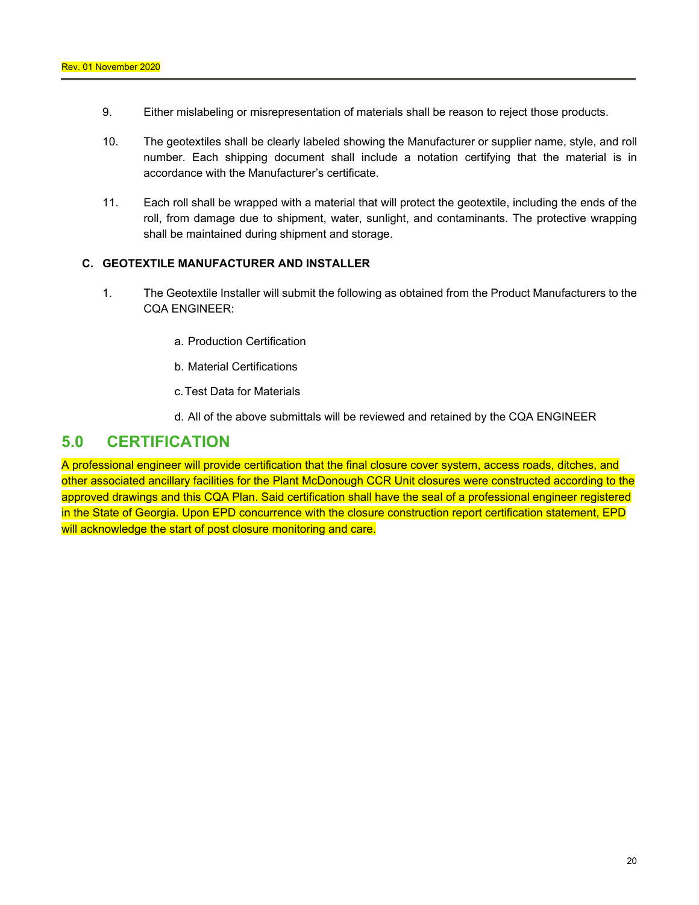9. Either mislabeling or misrepresentation of materials shall be reason to reject those products.

10. The geotextiles shall be clearly labeled showing the Manufacturer or supplier name, style, and roll number. Each shipping document shall include a notation certifying that the material is in accordance with the Manufacturer's certificate.

11. Each roll shall be wrapped with a material that will protect the geotextile, including the ends of the roll, from damage due to shipment, water, sunlight, and contaminants. The protective wrapping shall be maintained during shipment and storage.

### C. GEOTEXTILE MANUFACTURER AND INSTALLER

1. The Geotextile Installer will submit the following as obtained from the Product Manufacturers to the CQA ENGINEER:

   a. Production Certification

   b. Material Certifications

   c. Test Data for Materials

   d. All of the above submittals will be reviewed and retained by the CQA ENGINEER

## 5.0 CERTIFICATION

A professional engineer will provide certification that the final closure cover system, access roads, ditches, and other associated ancillary facilities for the Plant McDonough CCR Unit closures were constructed according to the approved drawings and this CQA Plan. Said certification shall have the seal of a professional engineer registered in the State of Georgia. Upon EPD concurrence with the closure construction report certification statement, EPD will acknowledge the start of post closure monitoring and care.